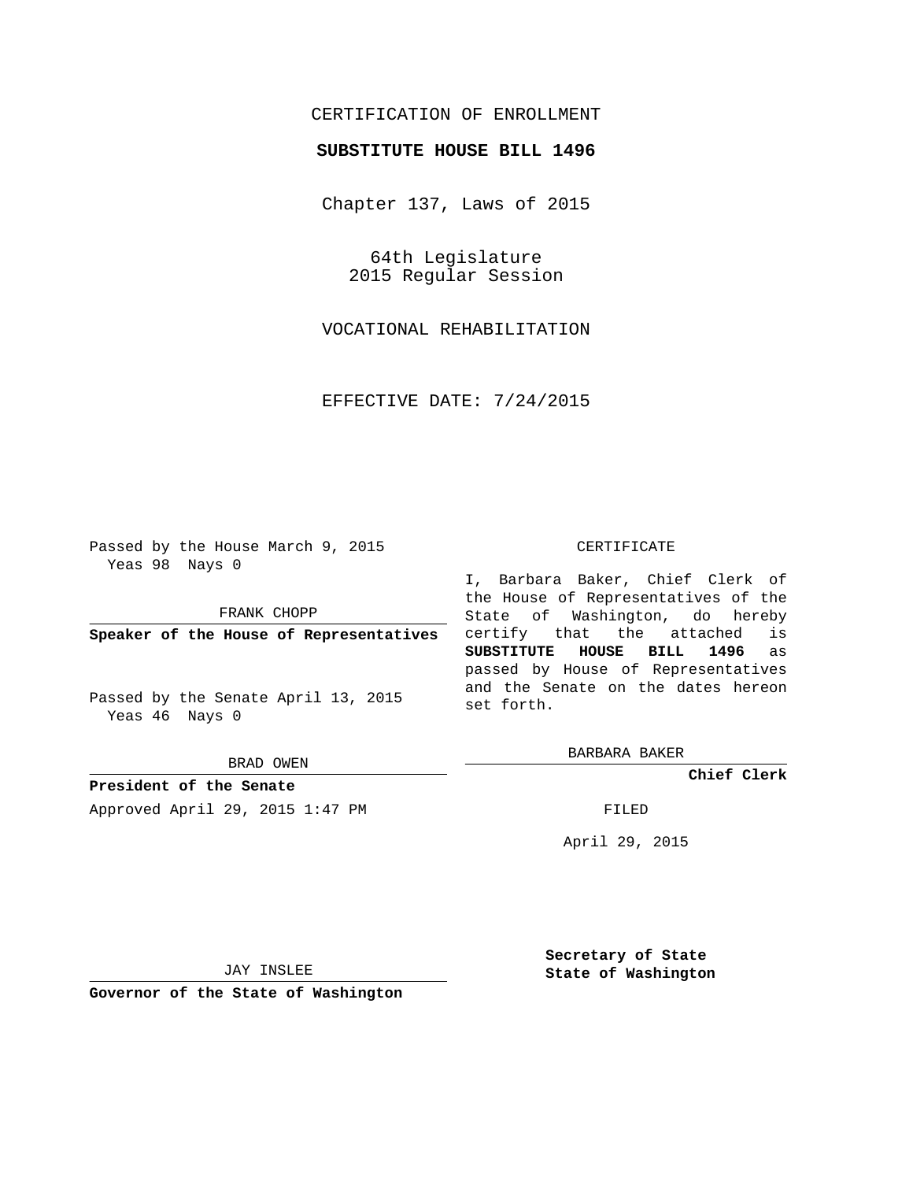CERTIFICATION OF ENROLLMENT

**SUBSTITUTE HOUSE BILL 1496**

Chapter 137, Laws of 2015

64th Legislature
2015 Regular Session

VOCATIONAL REHABILITATION

EFFECTIVE DATE: 7/24/2015

Passed by the House March 9, 2015
Yeas 98 Nays 0

FRANK CHOPP

**Speaker of the House of Representatives**

Passed by the Senate April 13, 2015
Yeas 46 Nays 0

BRAD OWEN

**President of the Senate**

Approved April 29, 2015 1:47 PM

JAY INSLEE

**Governor of the State of Washington**

CERTIFICATE

I, Barbara Baker, Chief Clerk of the House of Representatives of the State of Washington, do hereby certify that the attached is **SUBSTITUTE HOUSE BILL 1496** as passed by House of Representatives and the Senate on the dates hereon set forth.

BARBARA BAKER

**Chief Clerk**

FILED

April 29, 2015

**Secretary of State**
**State of Washington**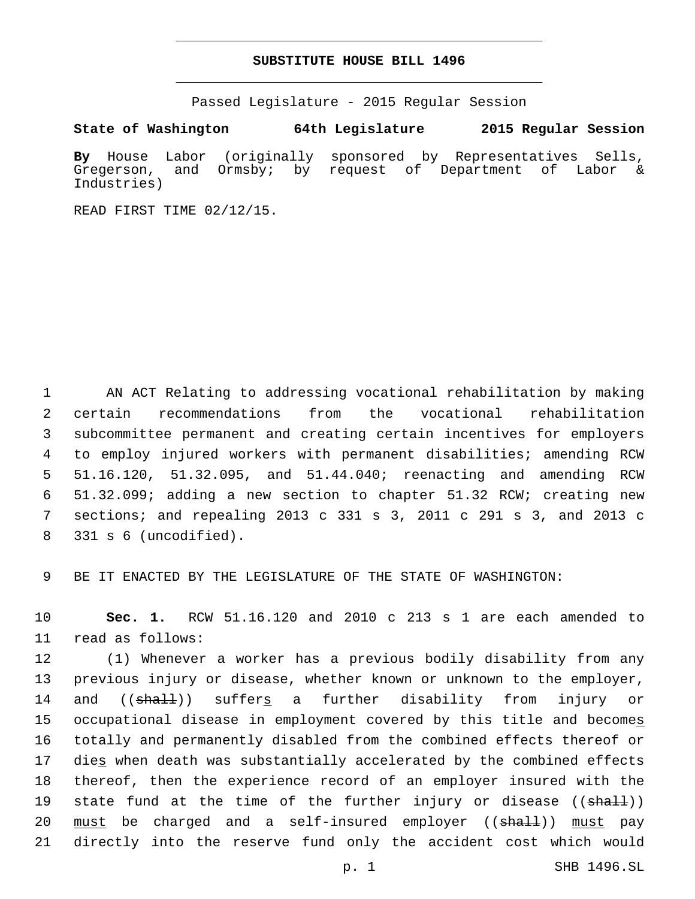# SUBSTITUTE HOUSE BILL 1496

Passed Legislature - 2015 Regular Session

**State of Washington 64th Legislature 2015 Regular Session**

**By** House Labor (originally sponsored by Representatives Sells, Gregerson, and Ormsby; by request of Department of Labor & Industries)

READ FIRST TIME 02/12/15.

AN ACT Relating to addressing vocational rehabilitation by making certain recommendations from the vocational rehabilitation subcommittee permanent and creating certain incentives for employers to employ injured workers with permanent disabilities; amending RCW 51.16.120, 51.32.095, and 51.44.040; reenacting and amending RCW 51.32.099; adding a new section to chapter 51.32 RCW; creating new sections; and repealing 2013 c 331 s 3, 2011 c 291 s 3, and 2013 c 331 s 6 (uncodified).

BE IT ENACTED BY THE LEGISLATURE OF THE STATE OF WASHINGTON:

**Sec. 1.** RCW 51.16.120 and 2010 c 213 s 1 are each amended to read as follows:

(1) Whenever a worker has a previous bodily disability from any previous injury or disease, whether known or unknown to the employer, and ((~~shall~~)) suffer<u>s</u> a further disability from injury or occupational disease in employment covered by this title and become<u>s</u> totally and permanently disabled from the combined effects thereof or die<u>s</u> when death was substantially accelerated by the combined effects thereof, then the experience record of an employer insured with the state fund at the time of the further injury or disease ((~~shall~~)) <u>must</u> be charged and a self-insured employer ((~~shall~~)) <u>must</u> pay directly into the reserve fund only the accident cost which would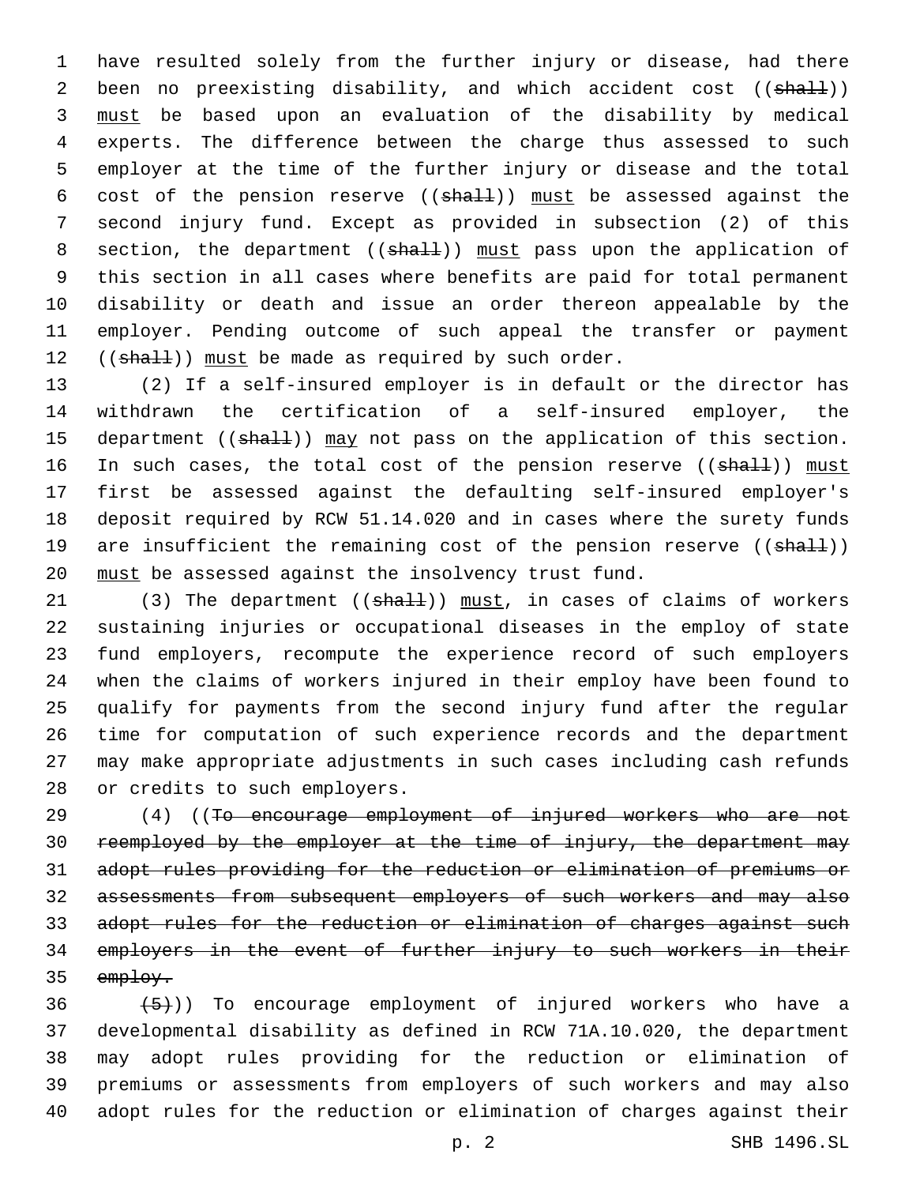have resulted solely from the further injury or disease, had there been no preexisting disability, and which accident cost ((~~shall~~)) <u>must</u> be based upon an evaluation of the disability by medical experts. The difference between the charge thus assessed to such employer at the time of the further injury or disease and the total cost of the pension reserve ((~~shall~~)) <u>must</u> be assessed against the second injury fund. Except as provided in subsection (2) of this section, the department ((~~shall~~)) <u>must</u> pass upon the application of this section in all cases where benefits are paid for total permanent disability or death and issue an order thereon appealable by the employer. Pending outcome of such appeal the transfer or payment ((~~shall~~)) <u>must</u> be made as required by such order.

(2) If a self-insured employer is in default or the director has withdrawn the certification of a self-insured employer, the department ((~~shall~~)) <u>may</u> not pass on the application of this section. In such cases, the total cost of the pension reserve ((~~shall~~)) <u>must</u> first be assessed against the defaulting self-insured employer's deposit required by RCW 51.14.020 and in cases where the surety funds are insufficient the remaining cost of the pension reserve ((~~shall~~)) <u>must</u> be assessed against the insolvency trust fund.

(3) The department ((~~shall~~)) <u>must</u>, in cases of claims of workers sustaining injuries or occupational diseases in the employ of state fund employers, recompute the experience record of such employers when the claims of workers injured in their employ have been found to qualify for payments from the second injury fund after the regular time for computation of such experience records and the department may make appropriate adjustments in such cases including cash refunds or credits to such employers.

(4) ((~~To encourage employment of injured workers who are not reemployed by the employer at the time of injury, the department may adopt rules providing for the reduction or elimination of premiums or assessments from subsequent employers of such workers and may also adopt rules for the reduction or elimination of charges against such employers in the event of further injury to such workers in their employ.~~

~~(5)~~)) To encourage employment of injured workers who have a developmental disability as defined in RCW 71A.10.020, the department may adopt rules providing for the reduction or elimination of premiums or assessments from employers of such workers and may also adopt rules for the reduction or elimination of charges against their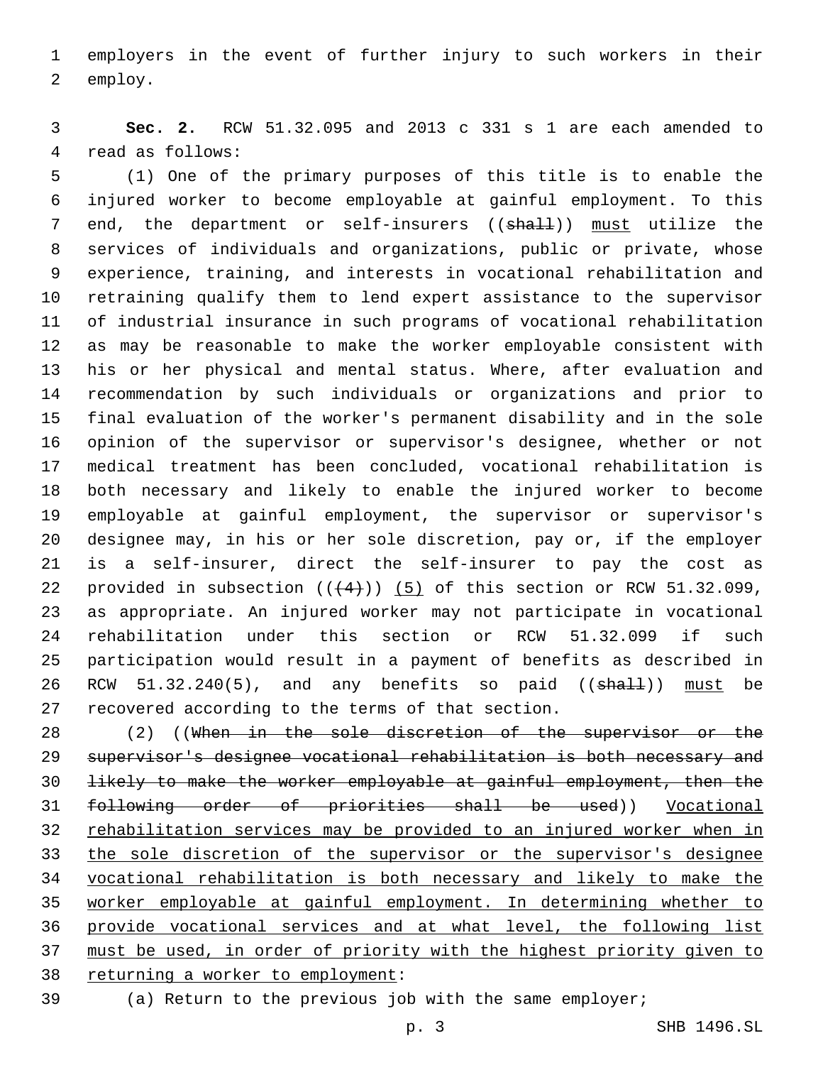employers in the event of further injury to such workers in their employ.

**Sec. 2.** RCW 51.32.095 and 2013 c 331 s 1 are each amended to read as follows:

(1) One of the primary purposes of this title is to enable the injured worker to become employable at gainful employment. To this end, the department or self-insurers ((~~shall~~)) <u>must</u> utilize the services of individuals and organizations, public or private, whose experience, training, and interests in vocational rehabilitation and retraining qualify them to lend expert assistance to the supervisor of industrial insurance in such programs of vocational rehabilitation as may be reasonable to make the worker employable consistent with his or her physical and mental status. Where, after evaluation and recommendation by such individuals or organizations and prior to final evaluation of the worker's permanent disability and in the sole opinion of the supervisor or supervisor's designee, whether or not medical treatment has been concluded, vocational rehabilitation is both necessary and likely to enable the injured worker to become employable at gainful employment, the supervisor or supervisor's designee may, in his or her sole discretion, pay or, if the employer is a self-insurer, direct the self-insurer to pay the cost as provided in subsection ((~~(4)~~)) <u>(5)</u> of this section or RCW 51.32.099, as appropriate. An injured worker may not participate in vocational rehabilitation under this section or RCW 51.32.099 if such participation would result in a payment of benefits as described in RCW 51.32.240(5), and any benefits so paid ((~~shall~~)) <u>must</u> be recovered according to the terms of that section.

(2) ((~~When in the sole discretion of the supervisor or the supervisor's designee vocational rehabilitation is both necessary and likely to make the worker employable at gainful employment, then the following order of priorities shall be used~~)) <u>Vocational rehabilitation services may be provided to an injured worker when in the sole discretion of the supervisor or the supervisor's designee vocational rehabilitation is both necessary and likely to make the worker employable at gainful employment. In determining whether to provide vocational services and at what level, the following list must be used, in order of priority with the highest priority given to returning a worker to employment</u>:

(a) Return to the previous job with the same employer;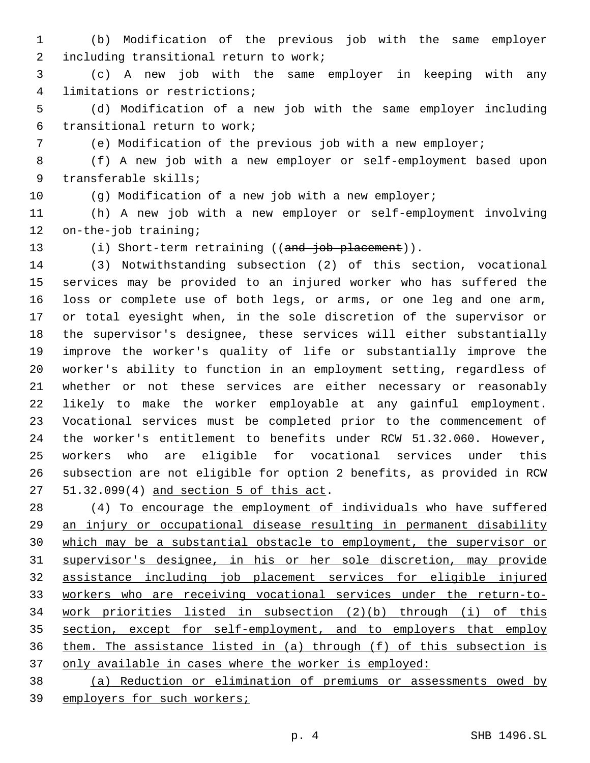(b) Modification of the previous job with the same employer including transitional return to work;

(c) A new job with the same employer in keeping with any limitations or restrictions;

(d) Modification of a new job with the same employer including transitional return to work;

(e) Modification of the previous job with a new employer;

(f) A new job with a new employer or self-employment based upon transferable skills;

(g) Modification of a new job with a new employer;

(h) A new job with a new employer or self-employment involving on-the-job training;

(i) Short-term retraining ((~~and job placement~~)).

(3) Notwithstanding subsection (2) of this section, vocational services may be provided to an injured worker who has suffered the loss or complete use of both legs, or arms, or one leg and one arm, or total eyesight when, in the sole discretion of the supervisor or the supervisor's designee, these services will either substantially improve the worker's quality of life or substantially improve the worker's ability to function in an employment setting, regardless of whether or not these services are either necessary or reasonably likely to make the worker employable at any gainful employment. Vocational services must be completed prior to the commencement of the worker's entitlement to benefits under RCW 51.32.060. However, workers who are eligible for vocational services under this subsection are not eligible for option 2 benefits, as provided in RCW 51.32.099(4) <u>and section 5 of this act</u>.

(4) <u>To encourage the employment of individuals who have suffered an injury or occupational disease resulting in permanent disability which may be a substantial obstacle to employment, the supervisor or supervisor's designee, in his or her sole discretion, may provide assistance including job placement services for eligible injured workers who are receiving vocational services under the return-to-work priorities listed in subsection (2)(b) through (i) of this section, except for self-employment, and to employers that employ them. The assistance listed in (a) through (f) of this subsection is only available in cases where the worker is employed:</u>

<u>(a) Reduction or elimination of premiums or assessments owed by employers for such workers;</u>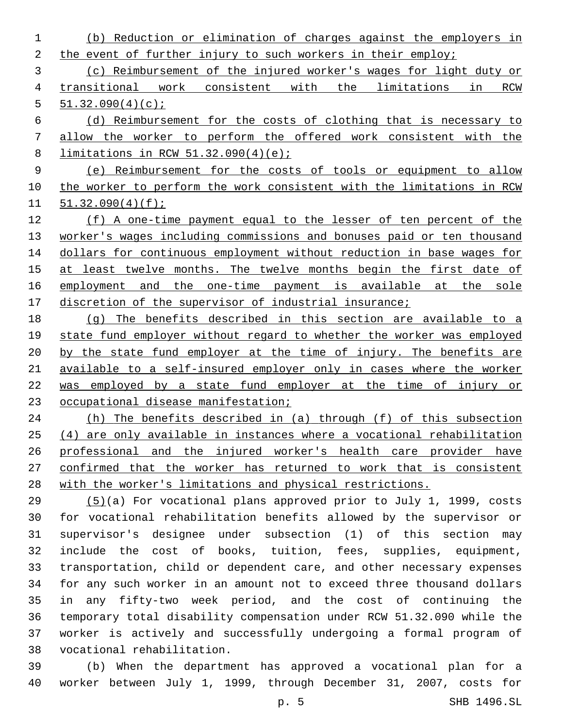(b) Reduction or elimination of charges against the employers in the event of further injury to such workers in their employ;

(c) Reimbursement of the injured worker's wages for light duty or transitional work consistent with the limitations in RCW 51.32.090(4)(c);

(d) Reimbursement for the costs of clothing that is necessary to allow the worker to perform the offered work consistent with the limitations in RCW 51.32.090(4)(e);

(e) Reimbursement for the costs of tools or equipment to allow the worker to perform the work consistent with the limitations in RCW 51.32.090(4)(f);

(f) A one-time payment equal to the lesser of ten percent of the worker's wages including commissions and bonuses paid or ten thousand dollars for continuous employment without reduction in base wages for at least twelve months. The twelve months begin the first date of employment and the one-time payment is available at the sole discretion of the supervisor of industrial insurance;

(g) The benefits described in this section are available to a state fund employer without regard to whether the worker was employed by the state fund employer at the time of injury. The benefits are available to a self-insured employer only in cases where the worker was employed by a state fund employer at the time of injury or occupational disease manifestation;

(h) The benefits described in (a) through (f) of this subsection (4) are only available in instances where a vocational rehabilitation professional and the injured worker's health care provider have confirmed that the worker has returned to work that is consistent with the worker's limitations and physical restrictions.

(5)(a) For vocational plans approved prior to July 1, 1999, costs for vocational rehabilitation benefits allowed by the supervisor or supervisor's designee under subsection (1) of this section may include the cost of books, tuition, fees, supplies, equipment, transportation, child or dependent care, and other necessary expenses for any such worker in an amount not to exceed three thousand dollars in any fifty-two week period, and the cost of continuing the temporary total disability compensation under RCW 51.32.090 while the worker is actively and successfully undergoing a formal program of vocational rehabilitation.

(b) When the department has approved a vocational plan for a worker between July 1, 1999, through December 31, 2007, costs for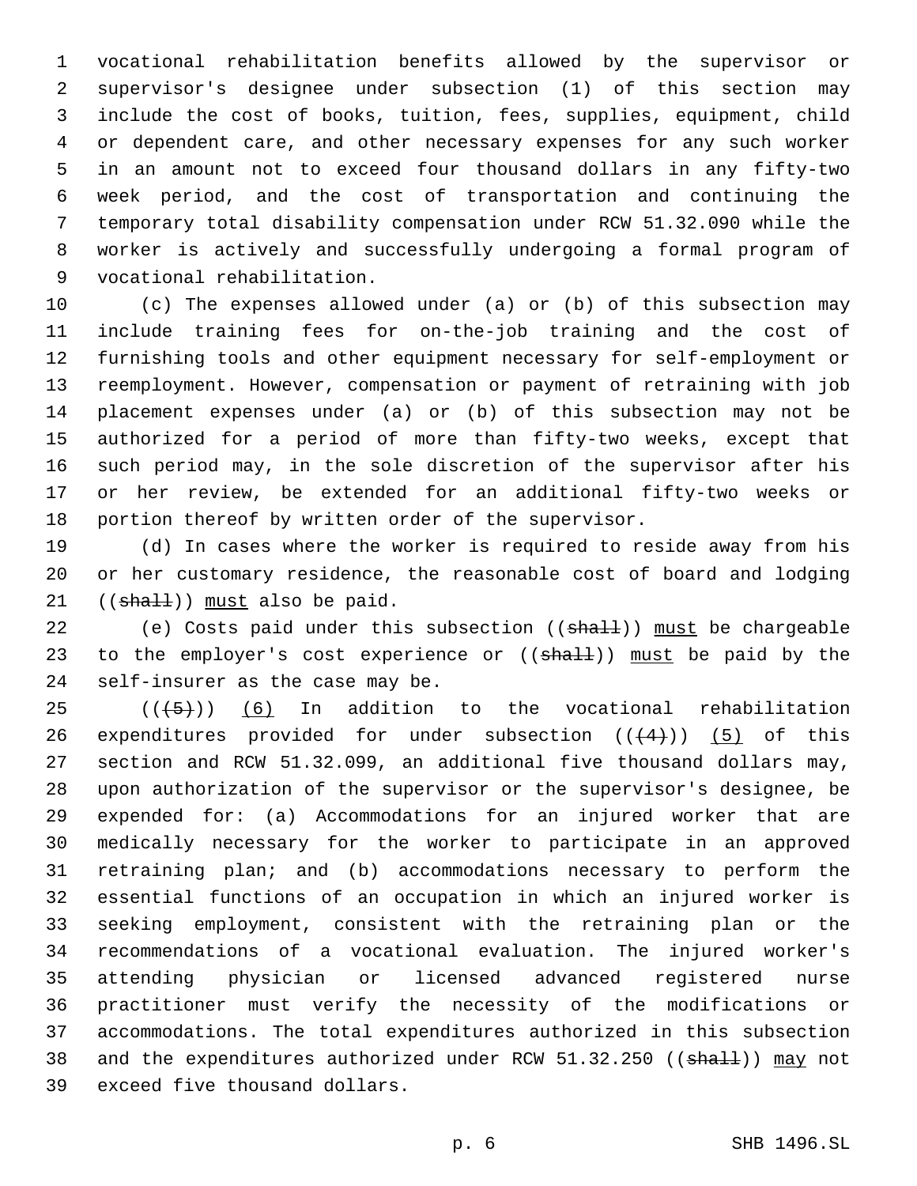vocational rehabilitation benefits allowed by the supervisor or supervisor's designee under subsection (1) of this section may include the cost of books, tuition, fees, supplies, equipment, child or dependent care, and other necessary expenses for any such worker in an amount not to exceed four thousand dollars in any fifty-two week period, and the cost of transportation and continuing the temporary total disability compensation under RCW 51.32.090 while the worker is actively and successfully undergoing a formal program of vocational rehabilitation.

(c) The expenses allowed under (a) or (b) of this subsection may include training fees for on-the-job training and the cost of furnishing tools and other equipment necessary for self-employment or reemployment. However, compensation or payment of retraining with job placement expenses under (a) or (b) of this subsection may not be authorized for a period of more than fifty-two weeks, except that such period may, in the sole discretion of the supervisor after his or her review, be extended for an additional fifty-two weeks or portion thereof by written order of the supervisor.

(d) In cases where the worker is required to reside away from his or her customary residence, the reasonable cost of board and lodging ((~~shall~~)) <u>must</u> also be paid.

(e) Costs paid under this subsection ((~~shall~~)) <u>must</u> be chargeable to the employer's cost experience or ((~~shall~~)) <u>must</u> be paid by the self-insurer as the case may be.

((~~(5)~~)) <u>(6)</u> In addition to the vocational rehabilitation expenditures provided for under subsection ((~~(4)~~)) <u>(5)</u> of this section and RCW 51.32.099, an additional five thousand dollars may, upon authorization of the supervisor or the supervisor's designee, be expended for: (a) Accommodations for an injured worker that are medically necessary for the worker to participate in an approved retraining plan; and (b) accommodations necessary to perform the essential functions of an occupation in which an injured worker is seeking employment, consistent with the retraining plan or the recommendations of a vocational evaluation. The injured worker's attending physician or licensed advanced registered nurse practitioner must verify the necessity of the modifications or accommodations. The total expenditures authorized in this subsection and the expenditures authorized under RCW 51.32.250 ((~~shall~~)) <u>may</u> not exceed five thousand dollars.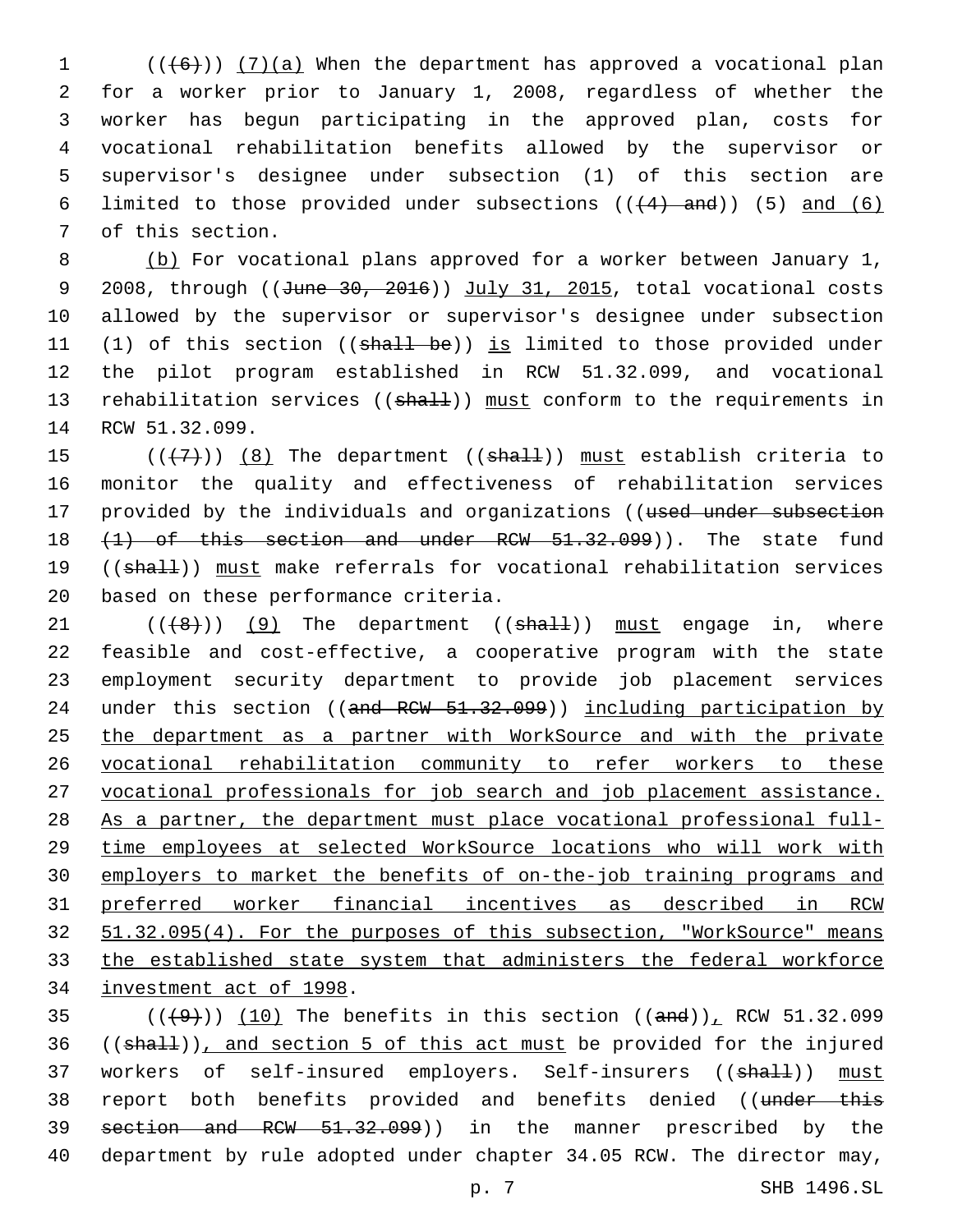(((6))) (7)(a) When the department has approved a vocational plan for a worker prior to January 1, 2008, regardless of whether the worker has begun participating in the approved plan, costs for vocational rehabilitation benefits allowed by the supervisor or supervisor's designee under subsection (1) of this section are limited to those provided under subsections (((4) and)) (5) and (6) of this section.

(b) For vocational plans approved for a worker between January 1, 2008, through ((June 30, 2016)) July 31, 2015, total vocational costs allowed by the supervisor or supervisor's designee under subsection (1) of this section ((shall be)) is limited to those provided under the pilot program established in RCW 51.32.099, and vocational rehabilitation services ((shall)) must conform to the requirements in RCW 51.32.099.

(((7))) (8) The department ((shall)) must establish criteria to monitor the quality and effectiveness of rehabilitation services provided by the individuals and organizations ((used under subsection (1) of this section and under RCW 51.32.099)). The state fund ((shall)) must make referrals for vocational rehabilitation services based on these performance criteria.

(((8))) (9) The department ((shall)) must engage in, where feasible and cost-effective, a cooperative program with the state employment security department to provide job placement services under this section ((and RCW 51.32.099)) including participation by the department as a partner with WorkSource and with the private vocational rehabilitation community to refer workers to these vocational professionals for job search and job placement assistance. As a partner, the department must place vocational professional full-time employees at selected WorkSource locations who will work with employers to market the benefits of on-the-job training programs and preferred worker financial incentives as described in RCW 51.32.095(4). For the purposes of this subsection, "WorkSource" means the established state system that administers the federal workforce investment act of 1998.

(((9))) (10) The benefits in this section ((and)), RCW 51.32.099 ((shall)), and section 5 of this act must be provided for the injured workers of self-insured employers. Self-insurers ((shall)) must report both benefits provided and benefits denied ((under this section and RCW 51.32.099)) in the manner prescribed by the department by rule adopted under chapter 34.05 RCW. The director may,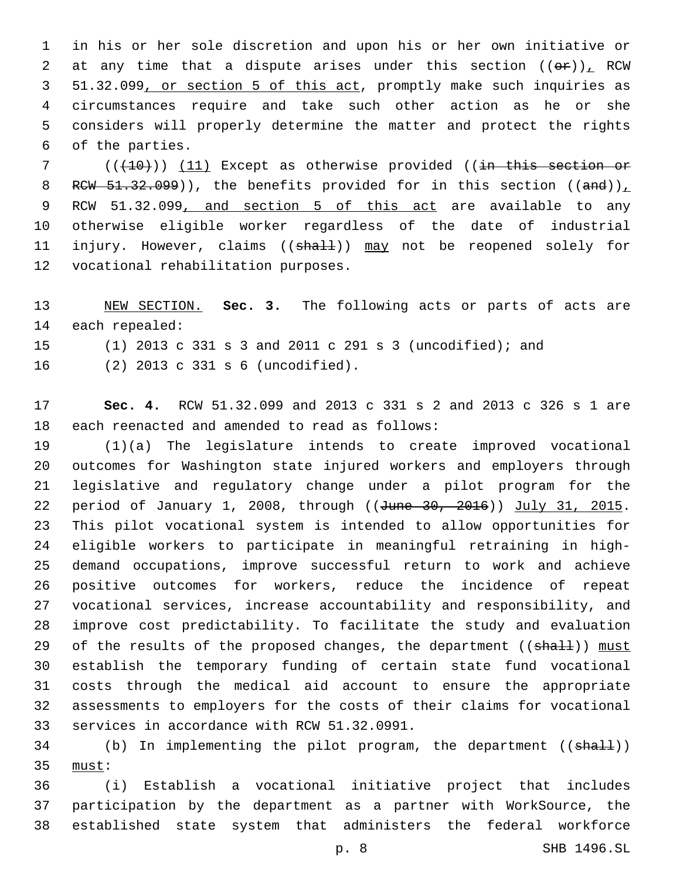in his or her sole discretion and upon his or her own initiative or at any time that a dispute arises under this section ((~~or~~)), RCW 51.32.099, or section 5 of this act, promptly make such inquiries as circumstances require and take such other action as he or she considers will properly determine the matter and protect the rights of the parties.

((~~(10)~~)) (11) Except as otherwise provided ((~~in this section or RCW 51.32.099~~)), the benefits provided for in this section ((~~and~~)), RCW 51.32.099, and section 5 of this act are available to any otherwise eligible worker regardless of the date of industrial injury. However, claims ((~~shall~~)) may not be reopened solely for vocational rehabilitation purposes.

NEW SECTION. **Sec. 3.** The following acts or parts of acts are each repealed:

(1) 2013 c 331 s 3 and 2011 c 291 s 3 (uncodified); and

(2) 2013 c 331 s 6 (uncodified).

**Sec. 4.** RCW 51.32.099 and 2013 c 331 s 2 and 2013 c 326 s 1 are each reenacted and amended to read as follows:

(1)(a) The legislature intends to create improved vocational outcomes for Washington state injured workers and employers through legislative and regulatory change under a pilot program for the period of January 1, 2008, through ((~~June 30, 2016~~)) July 31, 2015. This pilot vocational system is intended to allow opportunities for eligible workers to participate in meaningful retraining in high-demand occupations, improve successful return to work and achieve positive outcomes for workers, reduce the incidence of repeat vocational services, increase accountability and responsibility, and improve cost predictability. To facilitate the study and evaluation of the results of the proposed changes, the department ((~~shall~~)) must establish the temporary funding of certain state fund vocational costs through the medical aid account to ensure the appropriate assessments to employers for the costs of their claims for vocational services in accordance with RCW 51.32.0991.

(b) In implementing the pilot program, the department ((~~shall~~)) must:

(i) Establish a vocational initiative project that includes participation by the department as a partner with WorkSource, the established state system that administers the federal workforce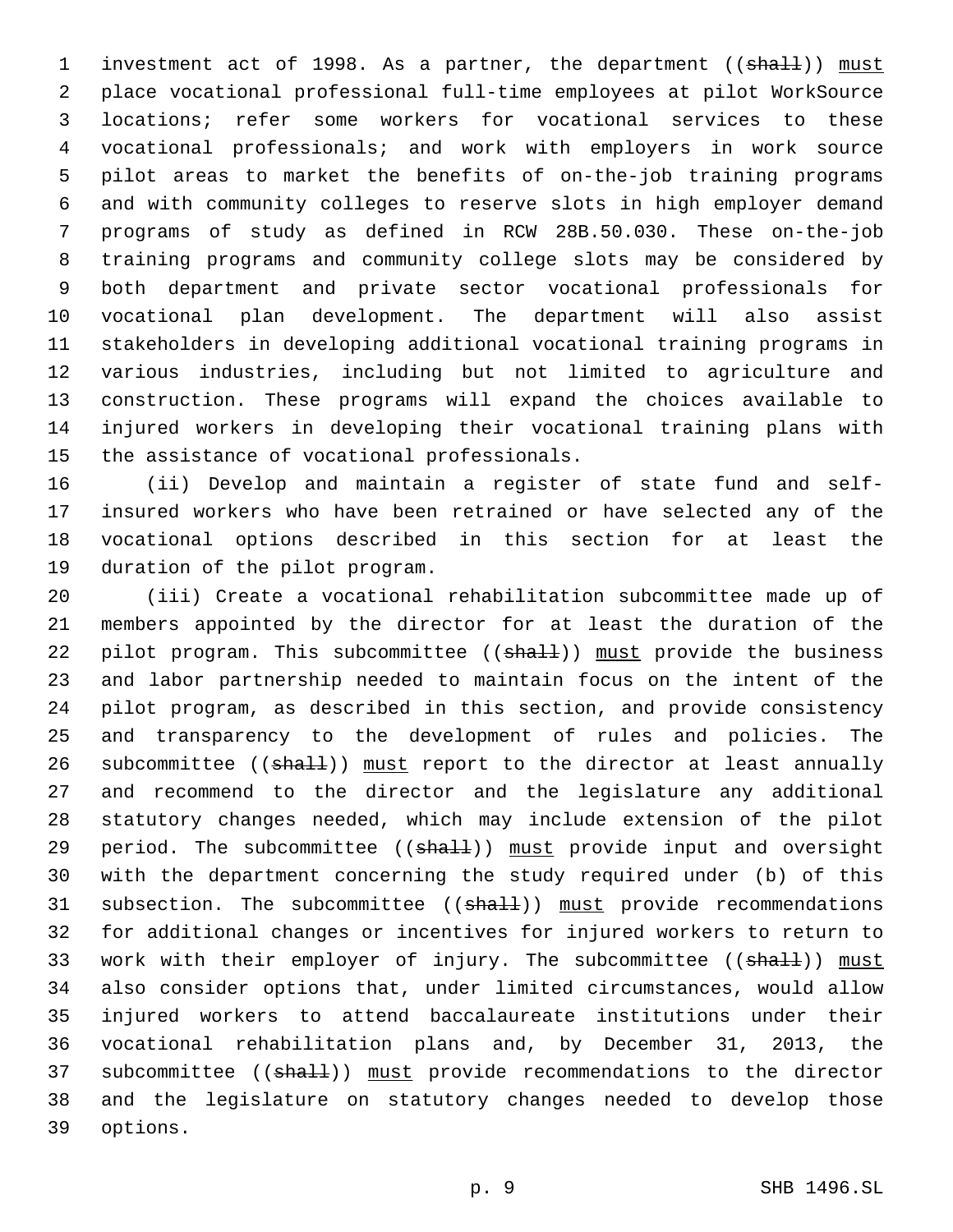investment act of 1998. As a partner, the department ((~~shall~~)) must place vocational professional full-time employees at pilot WorkSource locations; refer some workers for vocational services to these vocational professionals; and work with employers in work source pilot areas to market the benefits of on-the-job training programs and with community colleges to reserve slots in high employer demand programs of study as defined in RCW 28B.50.030. These on-the-job training programs and community college slots may be considered by both department and private sector vocational professionals for vocational plan development. The department will also assist stakeholders in developing additional vocational training programs in various industries, including but not limited to agriculture and construction. These programs will expand the choices available to injured workers in developing their vocational training plans with the assistance of vocational professionals.

(ii) Develop and maintain a register of state fund and self-insured workers who have been retrained or have selected any of the vocational options described in this section for at least the duration of the pilot program.

(iii) Create a vocational rehabilitation subcommittee made up of members appointed by the director for at least the duration of the pilot program. This subcommittee ((~~shall~~)) must provide the business and labor partnership needed to maintain focus on the intent of the pilot program, as described in this section, and provide consistency and transparency to the development of rules and policies. The subcommittee ((~~shall~~)) must report to the director at least annually and recommend to the director and the legislature any additional statutory changes needed, which may include extension of the pilot period. The subcommittee ((~~shall~~)) must provide input and oversight with the department concerning the study required under (b) of this subsection. The subcommittee ((~~shall~~)) must provide recommendations for additional changes or incentives for injured workers to return to work with their employer of injury. The subcommittee ((~~shall~~)) must also consider options that, under limited circumstances, would allow injured workers to attend baccalaureate institutions under their vocational rehabilitation plans and, by December 31, 2013, the subcommittee ((~~shall~~)) must provide recommendations to the director and the legislature on statutory changes needed to develop those options.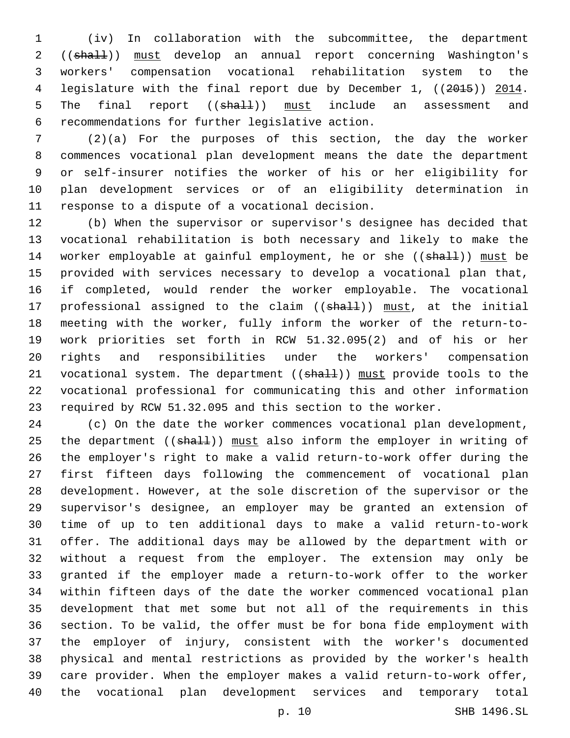(iv) In collaboration with the subcommittee, the department ((~~shall~~)) must develop an annual report concerning Washington's workers' compensation vocational rehabilitation system to the legislature with the final report due by December 1, ((~~2015~~)) 2014. The final report ((~~shall~~)) must include an assessment and recommendations for further legislative action.

(2)(a) For the purposes of this section, the day the worker commences vocational plan development means the date the department or self-insurer notifies the worker of his or her eligibility for plan development services or of an eligibility determination in response to a dispute of a vocational decision.

(b) When the supervisor or supervisor's designee has decided that vocational rehabilitation is both necessary and likely to make the worker employable at gainful employment, he or she ((~~shall~~)) must be provided with services necessary to develop a vocational plan that, if completed, would render the worker employable. The vocational professional assigned to the claim ((~~shall~~)) must, at the initial meeting with the worker, fully inform the worker of the return-to-work priorities set forth in RCW 51.32.095(2) and of his or her rights and responsibilities under the workers' compensation vocational system. The department ((~~shall~~)) must provide tools to the vocational professional for communicating this and other information required by RCW 51.32.095 and this section to the worker.

(c) On the date the worker commences vocational plan development, the department ((~~shall~~)) must also inform the employer in writing of the employer's right to make a valid return-to-work offer during the first fifteen days following the commencement of vocational plan development. However, at the sole discretion of the supervisor or the supervisor's designee, an employer may be granted an extension of time of up to ten additional days to make a valid return-to-work offer. The additional days may be allowed by the department with or without a request from the employer. The extension may only be granted if the employer made a return-to-work offer to the worker within fifteen days of the date the worker commenced vocational plan development that met some but not all of the requirements in this section. To be valid, the offer must be for bona fide employment with the employer of injury, consistent with the worker's documented physical and mental restrictions as provided by the worker's health care provider. When the employer makes a valid return-to-work offer, the vocational plan development services and temporary total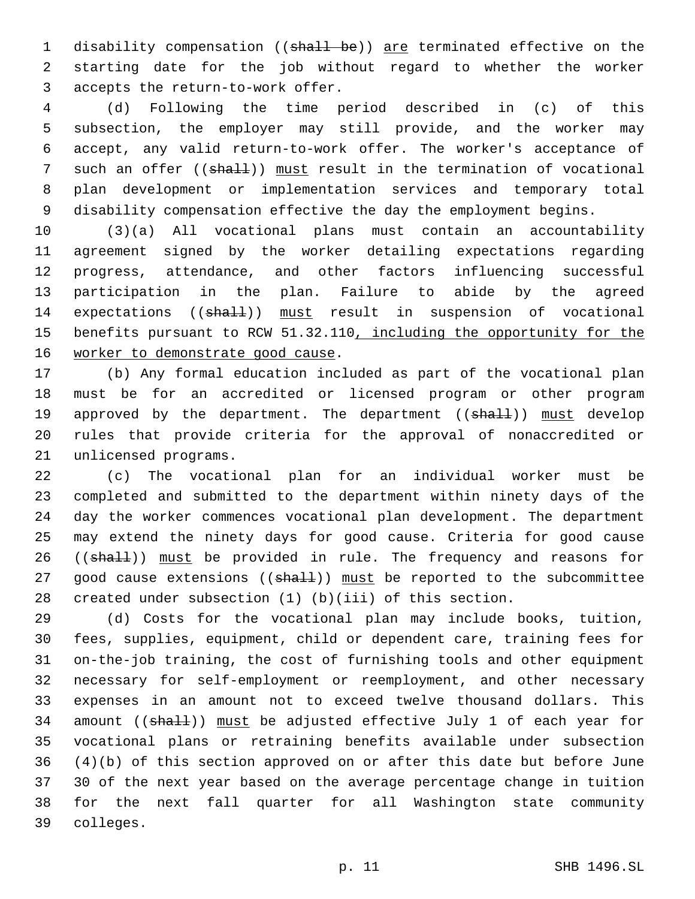disability compensation ((~~shall be~~)) <u>are</u> terminated effective on the starting date for the job without regard to whether the worker accepts the return-to-work offer.

(d) Following the time period described in (c) of this subsection, the employer may still provide, and the worker may accept, any valid return-to-work offer. The worker's acceptance of such an offer ((~~shall~~)) <u>must</u> result in the termination of vocational plan development or implementation services and temporary total disability compensation effective the day the employment begins.

(3)(a) All vocational plans must contain an accountability agreement signed by the worker detailing expectations regarding progress, attendance, and other factors influencing successful participation in the plan. Failure to abide by the agreed expectations ((~~shall~~)) <u>must</u> result in suspension of vocational benefits pursuant to RCW 51.32.110<u>, including the opportunity for the worker to demonstrate good cause</u>.

(b) Any formal education included as part of the vocational plan must be for an accredited or licensed program or other program approved by the department. The department ((~~shall~~)) <u>must</u> develop rules that provide criteria for the approval of nonaccredited or unlicensed programs.

(c) The vocational plan for an individual worker must be completed and submitted to the department within ninety days of the day the worker commences vocational plan development. The department may extend the ninety days for good cause. Criteria for good cause ((~~shall~~)) <u>must</u> be provided in rule. The frequency and reasons for good cause extensions ((~~shall~~)) <u>must</u> be reported to the subcommittee created under subsection (1) (b)(iii) of this section.

(d) Costs for the vocational plan may include books, tuition, fees, supplies, equipment, child or dependent care, training fees for on-the-job training, the cost of furnishing tools and other equipment necessary for self-employment or reemployment, and other necessary expenses in an amount not to exceed twelve thousand dollars. This amount ((~~shall~~)) <u>must</u> be adjusted effective July 1 of each year for vocational plans or retraining benefits available under subsection (4)(b) of this section approved on or after this date but before June 30 of the next year based on the average percentage change in tuition for the next fall quarter for all Washington state community colleges.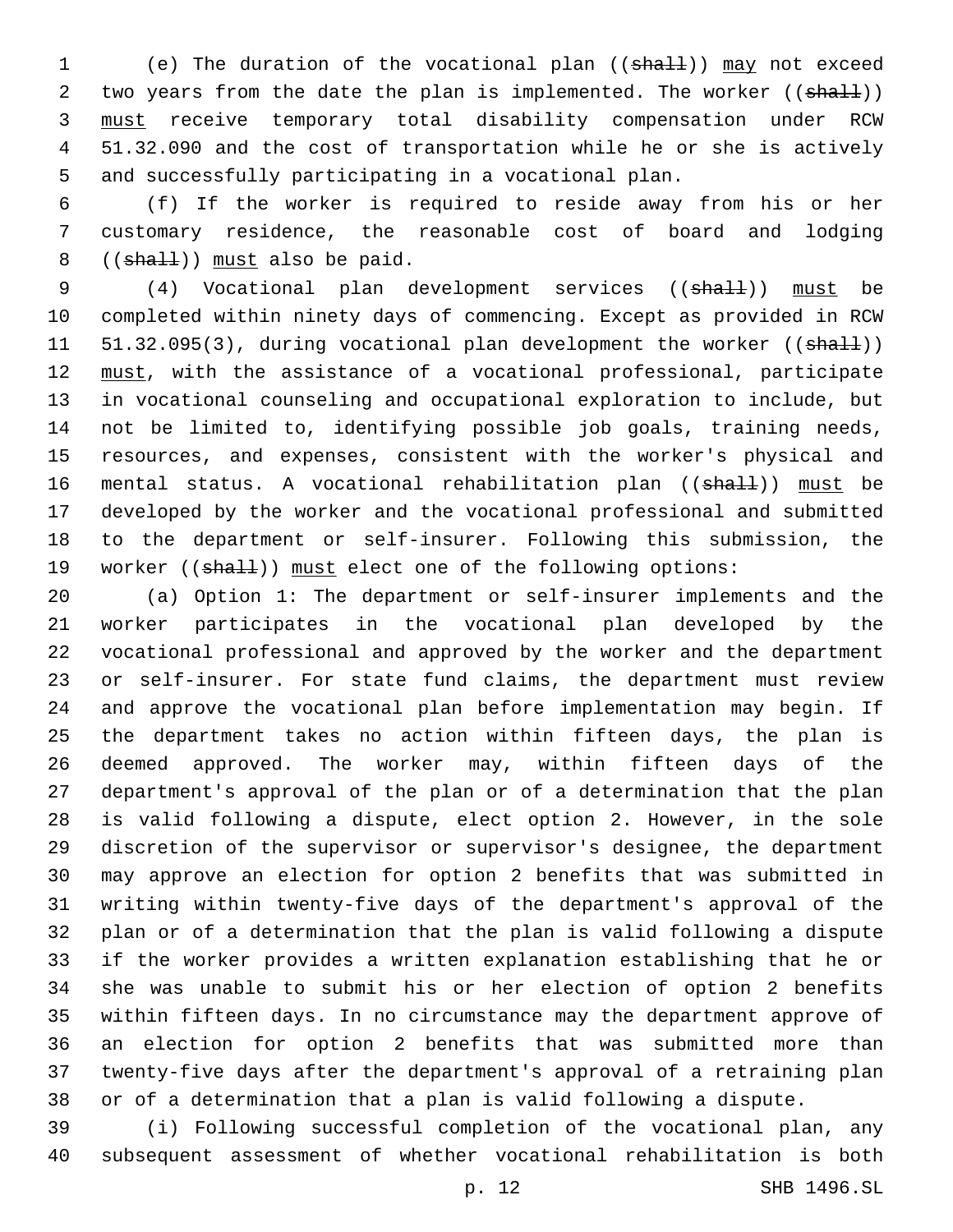(e) The duration of the vocational plan ((~~shall~~)) <u>may</u> not exceed two years from the date the plan is implemented. The worker ((~~shall~~)) <u>must</u> receive temporary total disability compensation under RCW 51.32.090 and the cost of transportation while he or she is actively and successfully participating in a vocational plan.

(f) If the worker is required to reside away from his or her customary residence, the reasonable cost of board and lodging ((~~shall~~)) <u>must</u> also be paid.

(4) Vocational plan development services ((~~shall~~)) <u>must</u> be completed within ninety days of commencing. Except as provided in RCW 51.32.095(3), during vocational plan development the worker ((~~shall~~)) <u>must</u>, with the assistance of a vocational professional, participate in vocational counseling and occupational exploration to include, but not be limited to, identifying possible job goals, training needs, resources, and expenses, consistent with the worker's physical and mental status. A vocational rehabilitation plan ((~~shall~~)) <u>must</u> be developed by the worker and the vocational professional and submitted to the department or self-insurer. Following this submission, the worker ((~~shall~~)) <u>must</u> elect one of the following options:

(a) Option 1: The department or self-insurer implements and the worker participates in the vocational plan developed by the vocational professional and approved by the worker and the department or self-insurer. For state fund claims, the department must review and approve the vocational plan before implementation may begin. If the department takes no action within fifteen days, the plan is deemed approved. The worker may, within fifteen days of the department's approval of the plan or of a determination that the plan is valid following a dispute, elect option 2. However, in the sole discretion of the supervisor or supervisor's designee, the department may approve an election for option 2 benefits that was submitted in writing within twenty-five days of the department's approval of the plan or of a determination that the plan is valid following a dispute if the worker provides a written explanation establishing that he or she was unable to submit his or her election of option 2 benefits within fifteen days. In no circumstance may the department approve of an election for option 2 benefits that was submitted more than twenty-five days after the department's approval of a retraining plan or of a determination that a plan is valid following a dispute.

(i) Following successful completion of the vocational plan, any subsequent assessment of whether vocational rehabilitation is both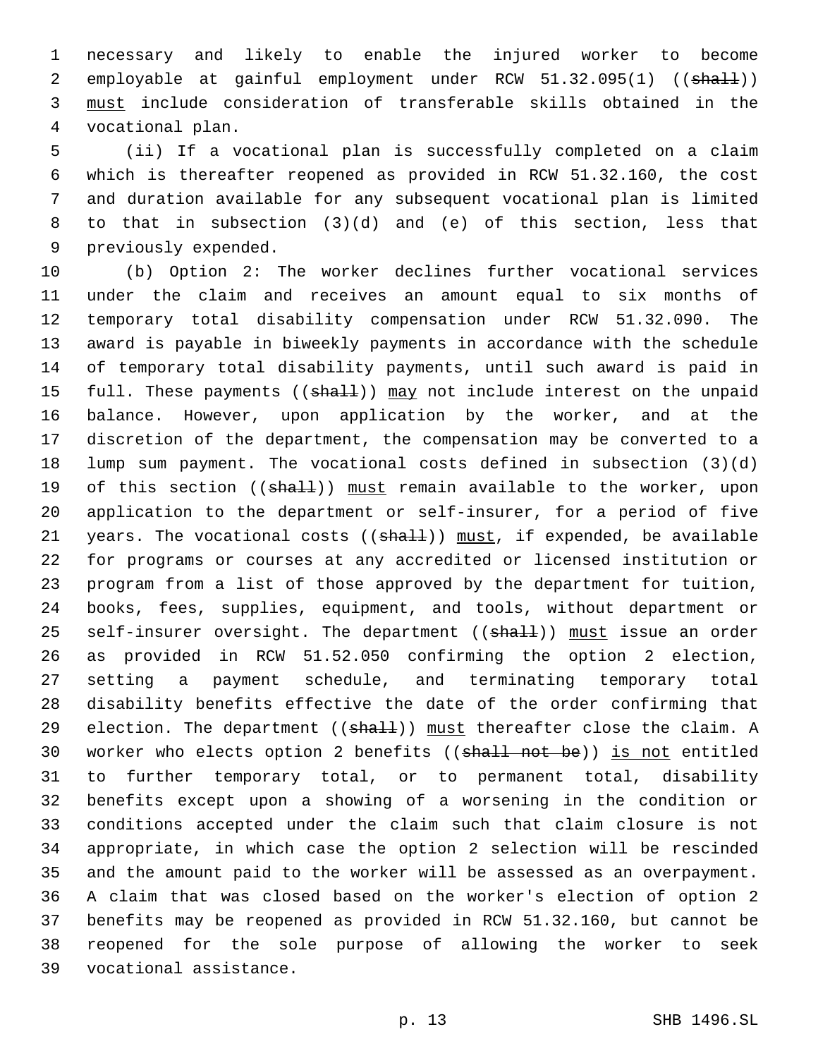necessary and likely to enable the injured worker to become employable at gainful employment under RCW 51.32.095(1) ((~~shall~~)) <u>must</u> include consideration of transferable skills obtained in the vocational plan.

(ii) If a vocational plan is successfully completed on a claim which is thereafter reopened as provided in RCW 51.32.160, the cost and duration available for any subsequent vocational plan is limited to that in subsection (3)(d) and (e) of this section, less that previously expended.

(b) Option 2: The worker declines further vocational services under the claim and receives an amount equal to six months of temporary total disability compensation under RCW 51.32.090. The award is payable in biweekly payments in accordance with the schedule of temporary total disability payments, until such award is paid in full. These payments ((~~shall~~)) <u>may</u> not include interest on the unpaid balance. However, upon application by the worker, and at the discretion of the department, the compensation may be converted to a lump sum payment. The vocational costs defined in subsection (3)(d) of this section ((~~shall~~)) <u>must</u> remain available to the worker, upon application to the department or self-insurer, for a period of five years. The vocational costs ((~~shall~~)) <u>must</u>, if expended, be available for programs or courses at any accredited or licensed institution or program from a list of those approved by the department for tuition, books, fees, supplies, equipment, and tools, without department or self-insurer oversight. The department ((~~shall~~)) <u>must</u> issue an order as provided in RCW 51.52.050 confirming the option 2 election, setting a payment schedule, and terminating temporary total disability benefits effective the date of the order confirming that election. The department ((~~shall~~)) <u>must</u> thereafter close the claim. A worker who elects option 2 benefits ((~~shall not be~~)) <u>is not</u> entitled to further temporary total, or to permanent total, disability benefits except upon a showing of a worsening in the condition or conditions accepted under the claim such that claim closure is not appropriate, in which case the option 2 selection will be rescinded and the amount paid to the worker will be assessed as an overpayment. A claim that was closed based on the worker's election of option 2 benefits may be reopened as provided in RCW 51.32.160, but cannot be reopened for the sole purpose of allowing the worker to seek vocational assistance.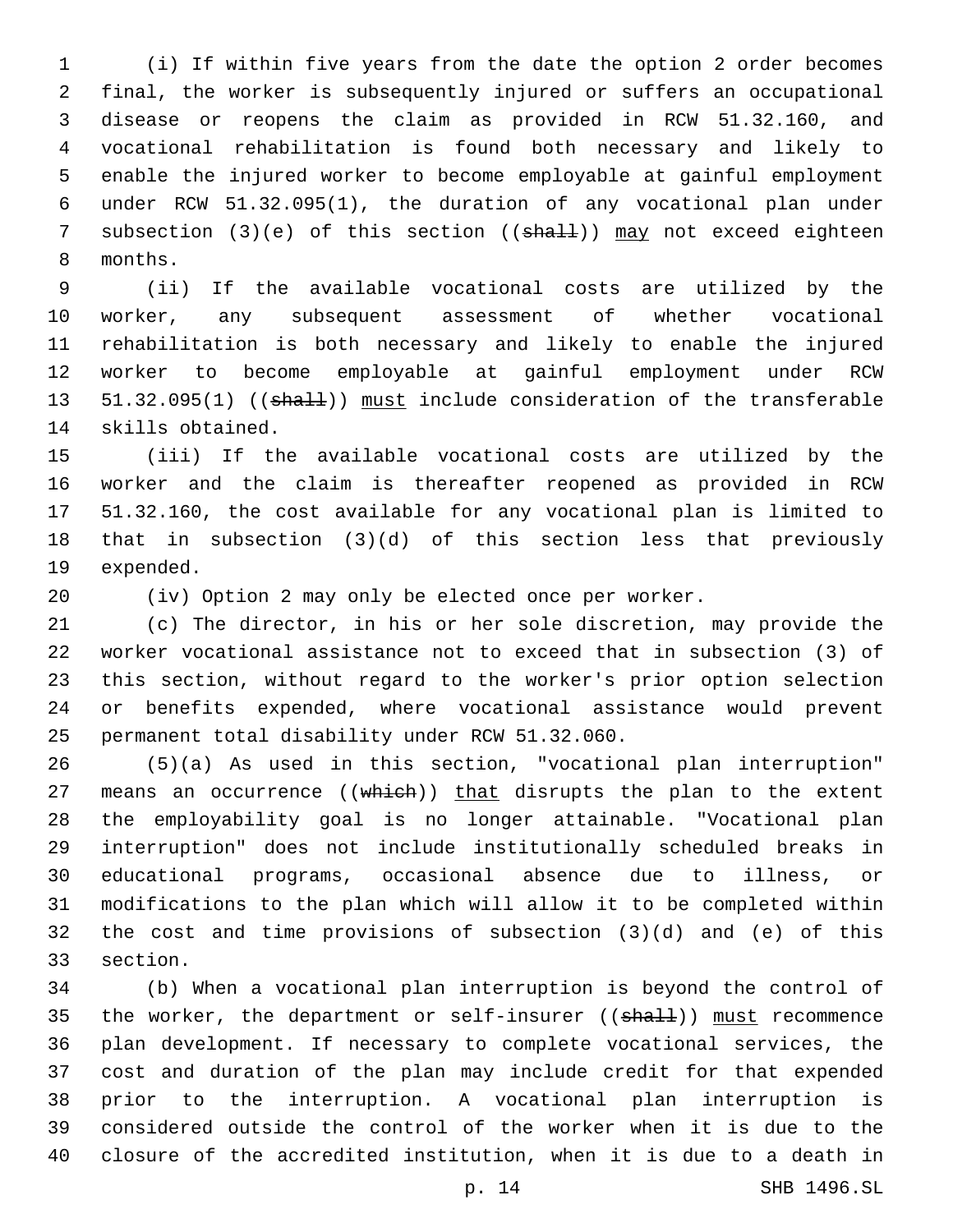(i) If within five years from the date the option 2 order becomes final, the worker is subsequently injured or suffers an occupational disease or reopens the claim as provided in RCW 51.32.160, and vocational rehabilitation is found both necessary and likely to enable the injured worker to become employable at gainful employment under RCW 51.32.095(1), the duration of any vocational plan under subsection (3)(e) of this section ((~~shall~~)) may not exceed eighteen months.

(ii) If the available vocational costs are utilized by the worker, any subsequent assessment of whether vocational rehabilitation is both necessary and likely to enable the injured worker to become employable at gainful employment under RCW 51.32.095(1) ((~~shall~~)) must include consideration of the transferable skills obtained.

(iii) If the available vocational costs are utilized by the worker and the claim is thereafter reopened as provided in RCW 51.32.160, the cost available for any vocational plan is limited to that in subsection (3)(d) of this section less that previously expended.

(iv) Option 2 may only be elected once per worker.

(c) The director, in his or her sole discretion, may provide the worker vocational assistance not to exceed that in subsection (3) of this section, without regard to the worker's prior option selection or benefits expended, where vocational assistance would prevent permanent total disability under RCW 51.32.060.

(5)(a) As used in this section, "vocational plan interruption" means an occurrence ((~~which~~)) that disrupts the plan to the extent the employability goal is no longer attainable. "Vocational plan interruption" does not include institutionally scheduled breaks in educational programs, occasional absence due to illness, or modifications to the plan which will allow it to be completed within the cost and time provisions of subsection (3)(d) and (e) of this section.

(b) When a vocational plan interruption is beyond the control of the worker, the department or self-insurer ((~~shall~~)) must recommence plan development. If necessary to complete vocational services, the cost and duration of the plan may include credit for that expended prior to the interruption. A vocational plan interruption is considered outside the control of the worker when it is due to the closure of the accredited institution, when it is due to a death in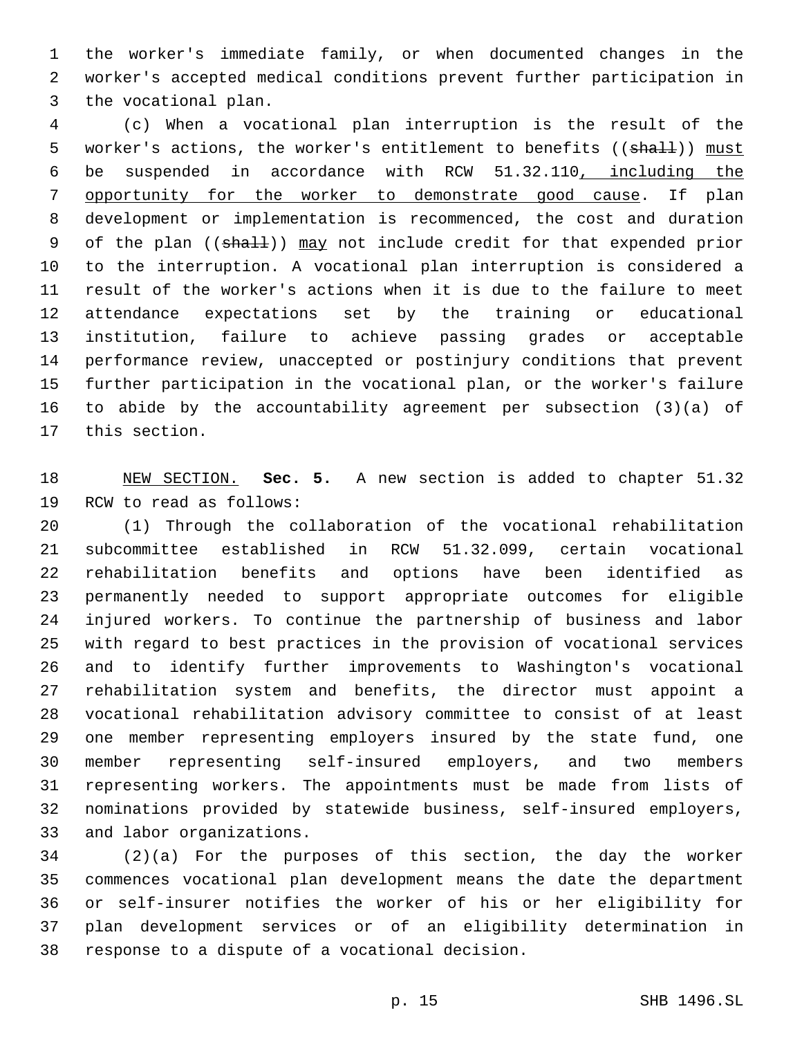the worker's immediate family, or when documented changes in the worker's accepted medical conditions prevent further participation in the vocational plan.

(c) When a vocational plan interruption is the result of the worker's actions, the worker's entitlement to benefits ((~~shall~~)) must be suspended in accordance with RCW 51.32.110, including the opportunity for the worker to demonstrate good cause. If plan development or implementation is recommenced, the cost and duration of the plan ((~~shall~~)) may not include credit for that expended prior to the interruption. A vocational plan interruption is considered a result of the worker's actions when it is due to the failure to meet attendance expectations set by the training or educational institution, failure to achieve passing grades or acceptable performance review, unaccepted or postinjury conditions that prevent further participation in the vocational plan, or the worker's failure to abide by the accountability agreement per subsection (3)(a) of this section.

NEW SECTION. **Sec. 5.** A new section is added to chapter 51.32 RCW to read as follows:

(1) Through the collaboration of the vocational rehabilitation subcommittee established in RCW 51.32.099, certain vocational rehabilitation benefits and options have been identified as permanently needed to support appropriate outcomes for eligible injured workers. To continue the partnership of business and labor with regard to best practices in the provision of vocational services and to identify further improvements to Washington's vocational rehabilitation system and benefits, the director must appoint a vocational rehabilitation advisory committee to consist of at least one member representing employers insured by the state fund, one member representing self-insured employers, and two members representing workers. The appointments must be made from lists of nominations provided by statewide business, self-insured employers, and labor organizations.

(2)(a) For the purposes of this section, the day the worker commences vocational plan development means the date the department or self-insurer notifies the worker of his or her eligibility for plan development services or of an eligibility determination in response to a dispute of a vocational decision.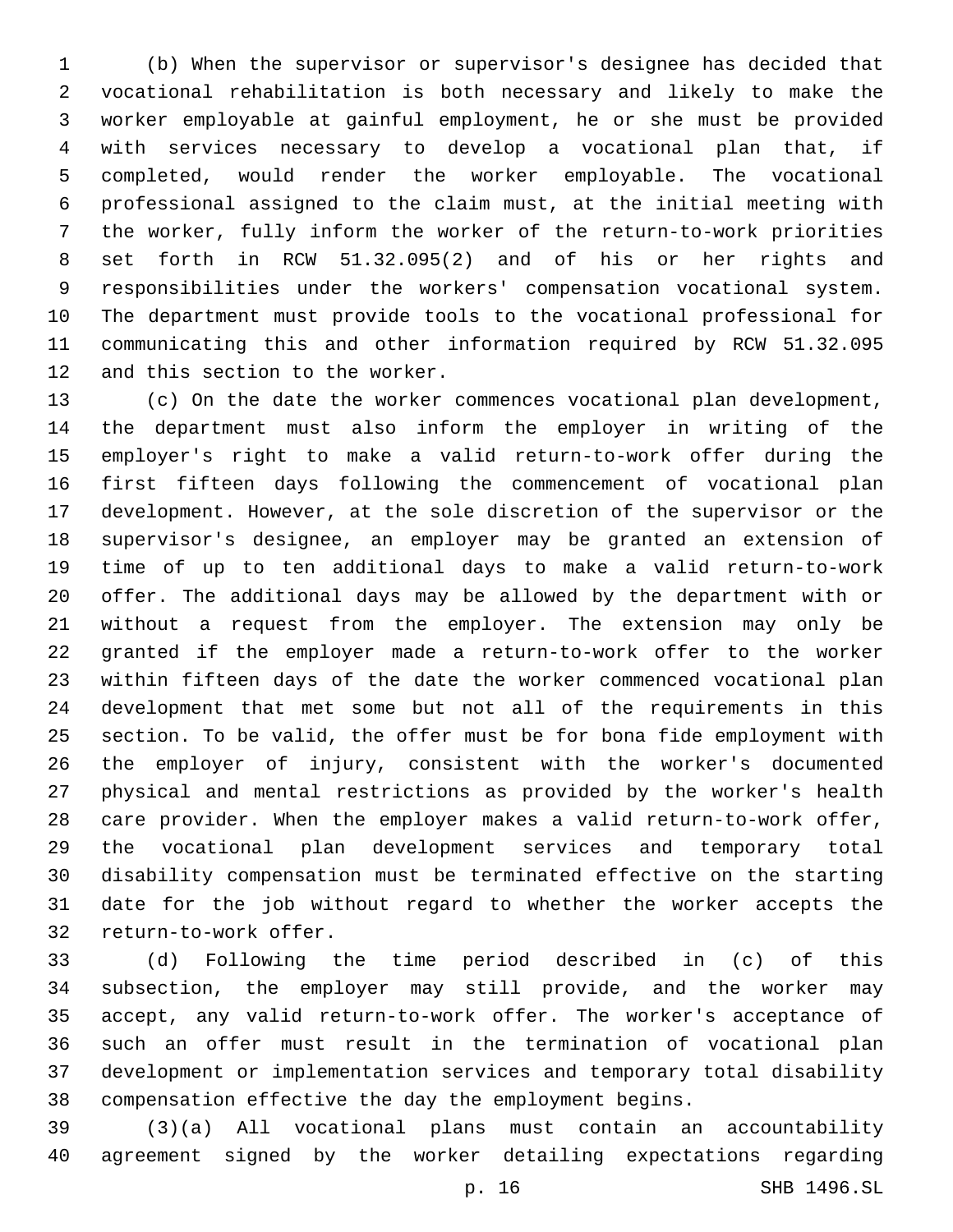(b) When the supervisor or supervisor's designee has decided that vocational rehabilitation is both necessary and likely to make the worker employable at gainful employment, he or she must be provided with services necessary to develop a vocational plan that, if completed, would render the worker employable. The vocational professional assigned to the claim must, at the initial meeting with the worker, fully inform the worker of the return-to-work priorities set forth in RCW 51.32.095(2) and of his or her rights and responsibilities under the workers' compensation vocational system. The department must provide tools to the vocational professional for communicating this and other information required by RCW 51.32.095 and this section to the worker.

(c) On the date the worker commences vocational plan development, the department must also inform the employer in writing of the employer's right to make a valid return-to-work offer during the first fifteen days following the commencement of vocational plan development. However, at the sole discretion of the supervisor or the supervisor's designee, an employer may be granted an extension of time of up to ten additional days to make a valid return-to-work offer. The additional days may be allowed by the department with or without a request from the employer. The extension may only be granted if the employer made a return-to-work offer to the worker within fifteen days of the date the worker commenced vocational plan development that met some but not all of the requirements in this section. To be valid, the offer must be for bona fide employment with the employer of injury, consistent with the worker's documented physical and mental restrictions as provided by the worker's health care provider. When the employer makes a valid return-to-work offer, the vocational plan development services and temporary total disability compensation must be terminated effective on the starting date for the job without regard to whether the worker accepts the return-to-work offer.

(d) Following the time period described in (c) of this subsection, the employer may still provide, and the worker may accept, any valid return-to-work offer. The worker's acceptance of such an offer must result in the termination of vocational plan development or implementation services and temporary total disability compensation effective the day the employment begins.

(3)(a) All vocational plans must contain an accountability agreement signed by the worker detailing expectations regarding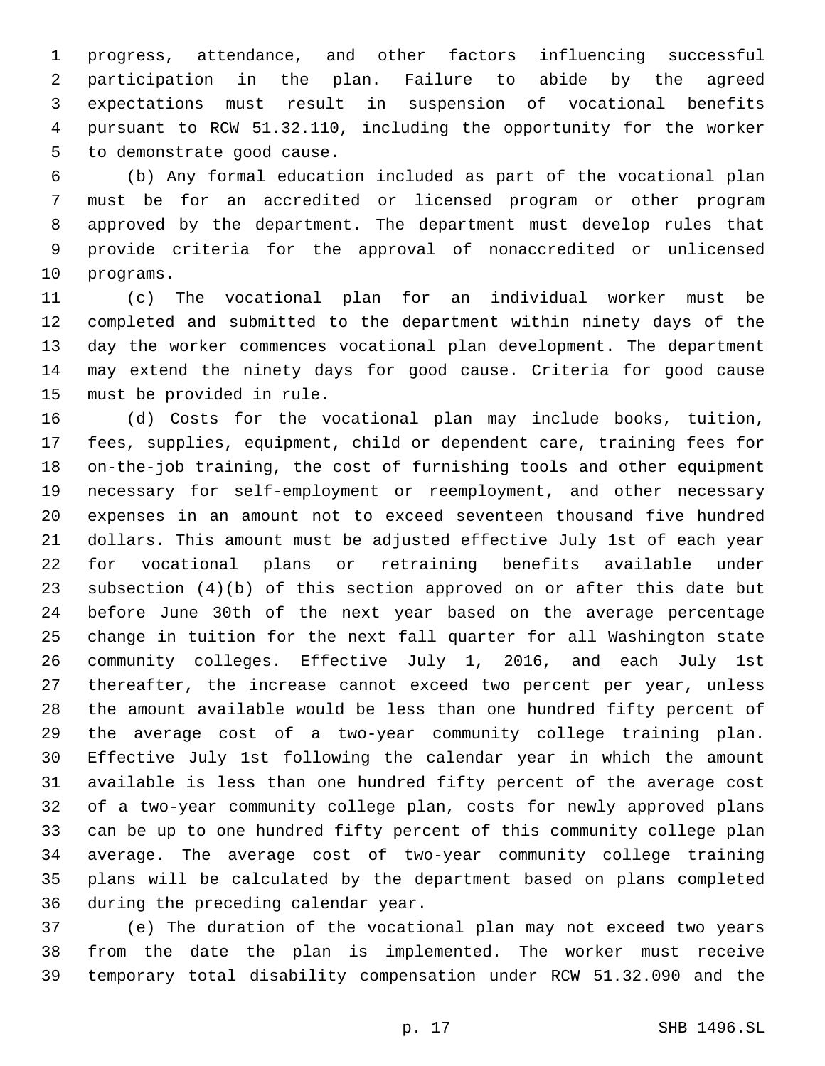progress, attendance, and other factors influencing successful participation in the plan. Failure to abide by the agreed expectations must result in suspension of vocational benefits pursuant to RCW 51.32.110, including the opportunity for the worker to demonstrate good cause.

(b) Any formal education included as part of the vocational plan must be for an accredited or licensed program or other program approved by the department. The department must develop rules that provide criteria for the approval of nonaccredited or unlicensed programs.

(c) The vocational plan for an individual worker must be completed and submitted to the department within ninety days of the day the worker commences vocational plan development. The department may extend the ninety days for good cause. Criteria for good cause must be provided in rule.

(d) Costs for the vocational plan may include books, tuition, fees, supplies, equipment, child or dependent care, training fees for on-the-job training, the cost of furnishing tools and other equipment necessary for self-employment or reemployment, and other necessary expenses in an amount not to exceed seventeen thousand five hundred dollars. This amount must be adjusted effective July 1st of each year for vocational plans or retraining benefits available under subsection (4)(b) of this section approved on or after this date but before June 30th of the next year based on the average percentage change in tuition for the next fall quarter for all Washington state community colleges. Effective July 1, 2016, and each July 1st thereafter, the increase cannot exceed two percent per year, unless the amount available would be less than one hundred fifty percent of the average cost of a two-year community college training plan. Effective July 1st following the calendar year in which the amount available is less than one hundred fifty percent of the average cost of a two-year community college plan, costs for newly approved plans can be up to one hundred fifty percent of this community college plan average. The average cost of two-year community college training plans will be calculated by the department based on plans completed during the preceding calendar year.

(e) The duration of the vocational plan may not exceed two years from the date the plan is implemented. The worker must receive temporary total disability compensation under RCW 51.32.090 and the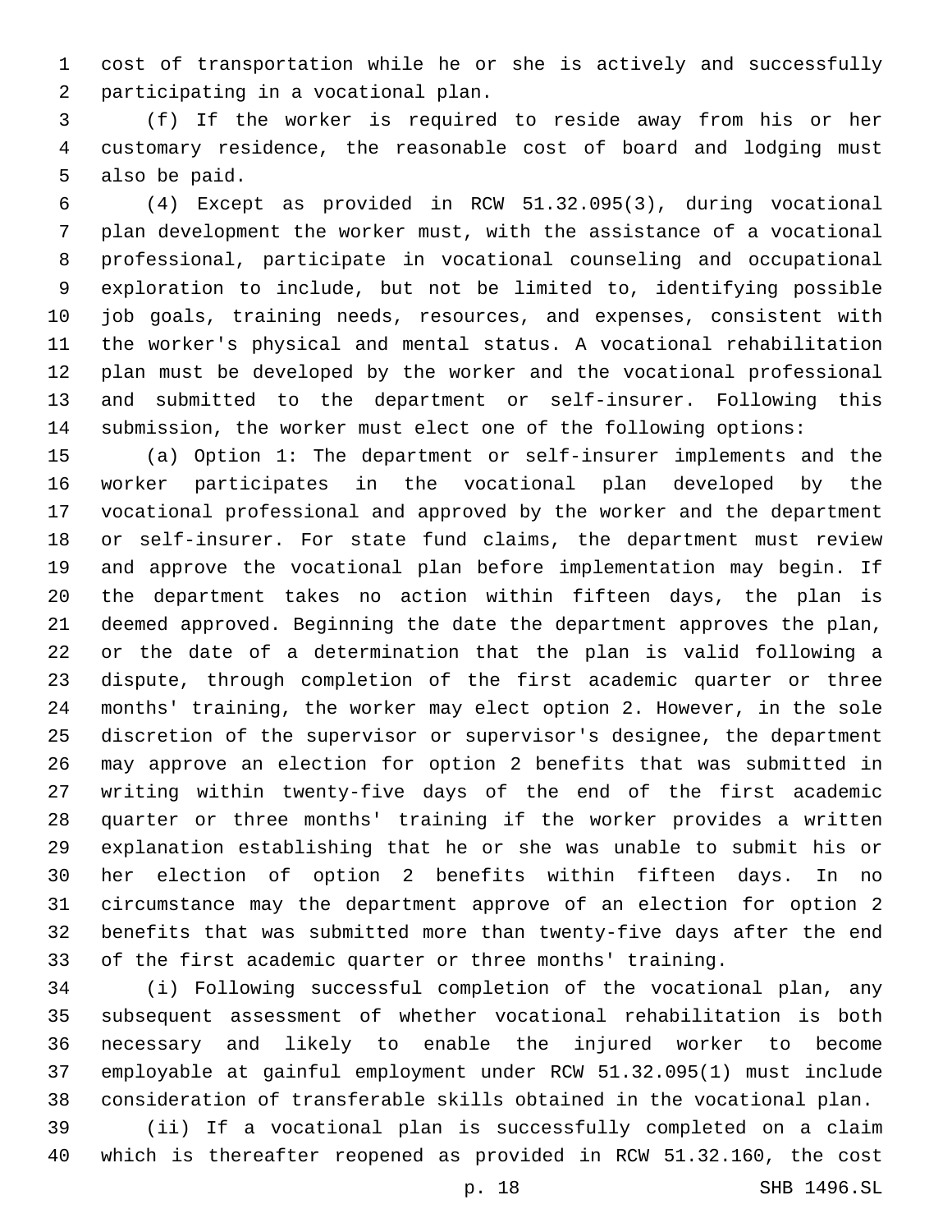cost of transportation while he or she is actively and successfully participating in a vocational plan.

(f) If the worker is required to reside away from his or her customary residence, the reasonable cost of board and lodging must also be paid.

(4) Except as provided in RCW 51.32.095(3), during vocational plan development the worker must, with the assistance of a vocational professional, participate in vocational counseling and occupational exploration to include, but not be limited to, identifying possible job goals, training needs, resources, and expenses, consistent with the worker's physical and mental status. A vocational rehabilitation plan must be developed by the worker and the vocational professional and submitted to the department or self-insurer. Following this submission, the worker must elect one of the following options:

(a) Option 1: The department or self-insurer implements and the worker participates in the vocational plan developed by the vocational professional and approved by the worker and the department or self-insurer. For state fund claims, the department must review and approve the vocational plan before implementation may begin. If the department takes no action within fifteen days, the plan is deemed approved. Beginning the date the department approves the plan, or the date of a determination that the plan is valid following a dispute, through completion of the first academic quarter or three months' training, the worker may elect option 2. However, in the sole discretion of the supervisor or supervisor's designee, the department may approve an election for option 2 benefits that was submitted in writing within twenty-five days of the end of the first academic quarter or three months' training if the worker provides a written explanation establishing that he or she was unable to submit his or her election of option 2 benefits within fifteen days. In no circumstance may the department approve of an election for option 2 benefits that was submitted more than twenty-five days after the end of the first academic quarter or three months' training.

(i) Following successful completion of the vocational plan, any subsequent assessment of whether vocational rehabilitation is both necessary and likely to enable the injured worker to become employable at gainful employment under RCW 51.32.095(1) must include consideration of transferable skills obtained in the vocational plan.

(ii) If a vocational plan is successfully completed on a claim which is thereafter reopened as provided in RCW 51.32.160, the cost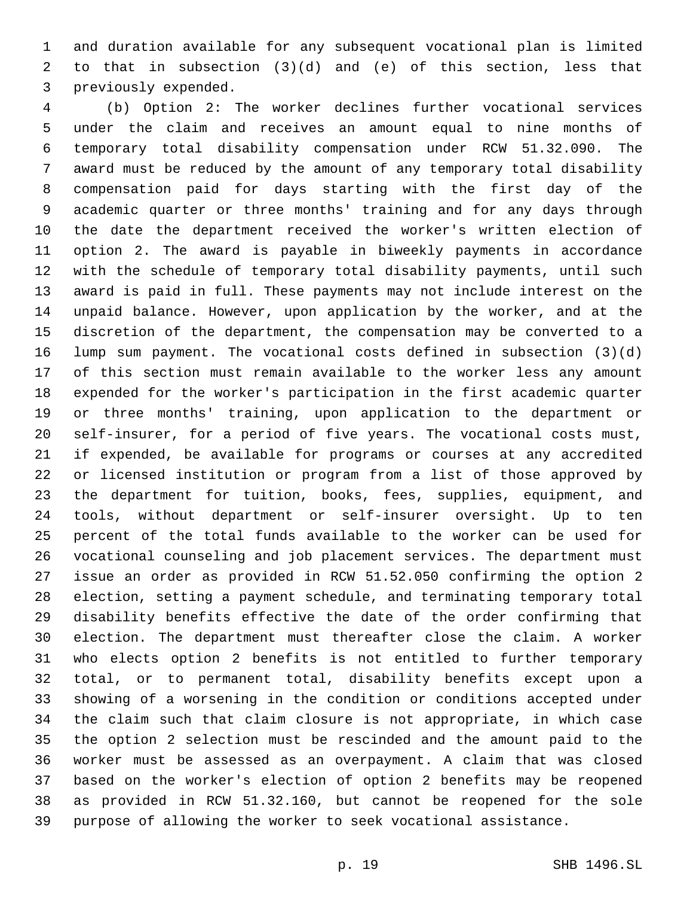and duration available for any subsequent vocational plan is limited to that in subsection (3)(d) and (e) of this section, less that previously expended.

(b) Option 2: The worker declines further vocational services under the claim and receives an amount equal to nine months of temporary total disability compensation under RCW 51.32.090. The award must be reduced by the amount of any temporary total disability compensation paid for days starting with the first day of the academic quarter or three months' training and for any days through the date the department received the worker's written election of option 2. The award is payable in biweekly payments in accordance with the schedule of temporary total disability payments, until such award is paid in full. These payments may not include interest on the unpaid balance. However, upon application by the worker, and at the discretion of the department, the compensation may be converted to a lump sum payment. The vocational costs defined in subsection (3)(d) of this section must remain available to the worker less any amount expended for the worker's participation in the first academic quarter or three months' training, upon application to the department or self-insurer, for a period of five years. The vocational costs must, if expended, be available for programs or courses at any accredited or licensed institution or program from a list of those approved by the department for tuition, books, fees, supplies, equipment, and tools, without department or self-insurer oversight. Up to ten percent of the total funds available to the worker can be used for vocational counseling and job placement services. The department must issue an order as provided in RCW 51.52.050 confirming the option 2 election, setting a payment schedule, and terminating temporary total disability benefits effective the date of the order confirming that election. The department must thereafter close the claim. A worker who elects option 2 benefits is not entitled to further temporary total, or to permanent total, disability benefits except upon a showing of a worsening in the condition or conditions accepted under the claim such that claim closure is not appropriate, in which case the option 2 selection must be rescinded and the amount paid to the worker must be assessed as an overpayment. A claim that was closed based on the worker's election of option 2 benefits may be reopened as provided in RCW 51.32.160, but cannot be reopened for the sole purpose of allowing the worker to seek vocational assistance.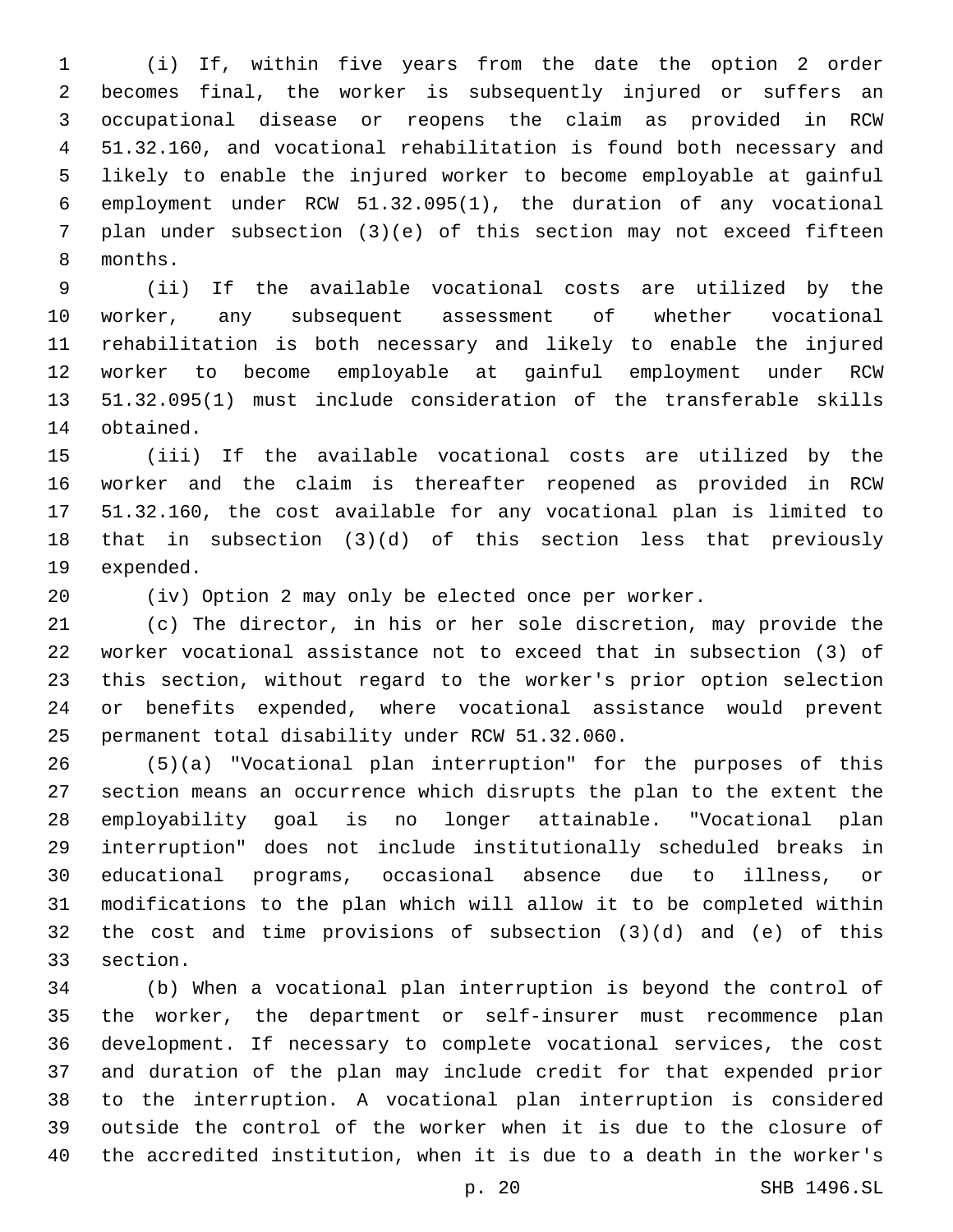(i) If, within five years from the date the option 2 order becomes final, the worker is subsequently injured or suffers an occupational disease or reopens the claim as provided in RCW 51.32.160, and vocational rehabilitation is found both necessary and likely to enable the injured worker to become employable at gainful employment under RCW 51.32.095(1), the duration of any vocational plan under subsection (3)(e) of this section may not exceed fifteen months.

(ii) If the available vocational costs are utilized by the worker, any subsequent assessment of whether vocational rehabilitation is both necessary and likely to enable the injured worker to become employable at gainful employment under RCW 51.32.095(1) must include consideration of the transferable skills obtained.

(iii) If the available vocational costs are utilized by the worker and the claim is thereafter reopened as provided in RCW 51.32.160, the cost available for any vocational plan is limited to that in subsection (3)(d) of this section less that previously expended.

(iv) Option 2 may only be elected once per worker.

(c) The director, in his or her sole discretion, may provide the worker vocational assistance not to exceed that in subsection (3) of this section, without regard to the worker's prior option selection or benefits expended, where vocational assistance would prevent permanent total disability under RCW 51.32.060.

(5)(a) "Vocational plan interruption" for the purposes of this section means an occurrence which disrupts the plan to the extent the employability goal is no longer attainable. "Vocational plan interruption" does not include institutionally scheduled breaks in educational programs, occasional absence due to illness, or modifications to the plan which will allow it to be completed within the cost and time provisions of subsection (3)(d) and (e) of this section.

(b) When a vocational plan interruption is beyond the control of the worker, the department or self-insurer must recommence plan development. If necessary to complete vocational services, the cost and duration of the plan may include credit for that expended prior to the interruption. A vocational plan interruption is considered outside the control of the worker when it is due to the closure of the accredited institution, when it is due to a death in the worker's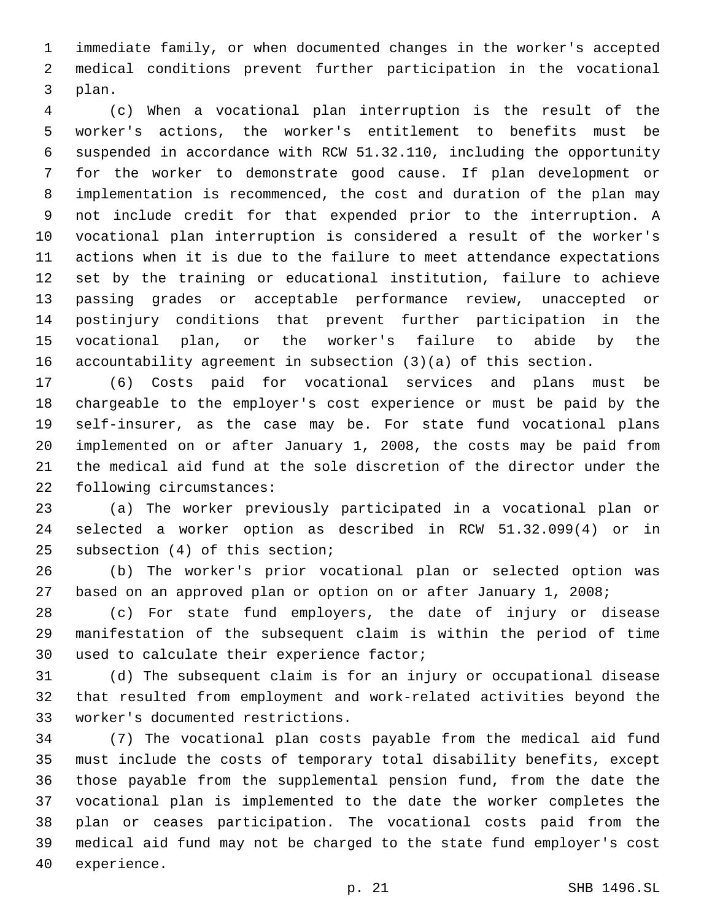immediate family, or when documented changes in the worker's accepted medical conditions prevent further participation in the vocational plan.

(c) When a vocational plan interruption is the result of the worker's actions, the worker's entitlement to benefits must be suspended in accordance with RCW 51.32.110, including the opportunity for the worker to demonstrate good cause. If plan development or implementation is recommenced, the cost and duration of the plan may not include credit for that expended prior to the interruption. A vocational plan interruption is considered a result of the worker's actions when it is due to the failure to meet attendance expectations set by the training or educational institution, failure to achieve passing grades or acceptable performance review, unaccepted or postinjury conditions that prevent further participation in the vocational plan, or the worker's failure to abide by the accountability agreement in subsection (3)(a) of this section.

(6) Costs paid for vocational services and plans must be chargeable to the employer's cost experience or must be paid by the self-insurer, as the case may be. For state fund vocational plans implemented on or after January 1, 2008, the costs may be paid from the medical aid fund at the sole discretion of the director under the following circumstances:

(a) The worker previously participated in a vocational plan or selected a worker option as described in RCW 51.32.099(4) or in subsection (4) of this section;

(b) The worker's prior vocational plan or selected option was based on an approved plan or option on or after January 1, 2008;

(c) For state fund employers, the date of injury or disease manifestation of the subsequent claim is within the period of time used to calculate their experience factor;

(d) The subsequent claim is for an injury or occupational disease that resulted from employment and work-related activities beyond the worker's documented restrictions.

(7) The vocational plan costs payable from the medical aid fund must include the costs of temporary total disability benefits, except those payable from the supplemental pension fund, from the date the vocational plan is implemented to the date the worker completes the plan or ceases participation. The vocational costs paid from the medical aid fund may not be charged to the state fund employer's cost experience.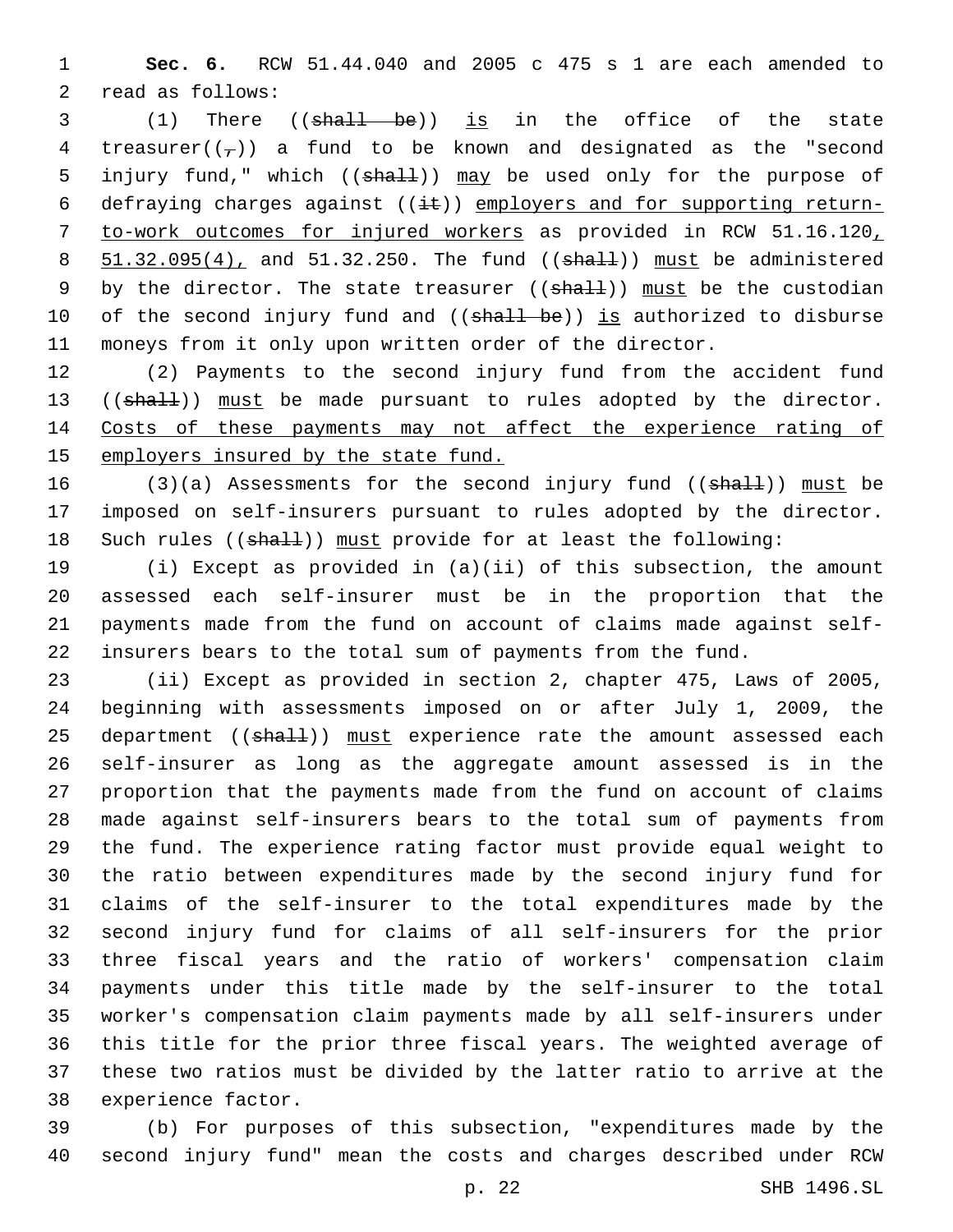**Sec. 6.** RCW 51.44.040 and 2005 c 475 s 1 are each amended to read as follows:

(1) There ((~~shall be~~)) <u>is</u> in the office of the state treasurer((~~,~~)) a fund to be known and designated as the "second injury fund," which ((~~shall~~)) <u>may</u> be used only for the purpose of defraying charges against ((~~it~~)) <u>employers and for supporting return-to-work outcomes for injured workers</u> as provided in RCW 51.16.120<u>, 51.32.095(4),</u> and 51.32.250. The fund ((~~shall~~)) <u>must</u> be administered by the director. The state treasurer ((~~shall~~)) <u>must</u> be the custodian of the second injury fund and ((~~shall be~~)) <u>is</u> authorized to disburse moneys from it only upon written order of the director.

(2) Payments to the second injury fund from the accident fund ((~~shall~~)) <u>must</u> be made pursuant to rules adopted by the director. <u>Costs of these payments may not affect the experience rating of employers insured by the state fund.</u>

(3)(a) Assessments for the second injury fund ((~~shall~~)) <u>must</u> be imposed on self-insurers pursuant to rules adopted by the director. Such rules ((~~shall~~)) <u>must</u> provide for at least the following:

(i) Except as provided in (a)(ii) of this subsection, the amount assessed each self-insurer must be in the proportion that the payments made from the fund on account of claims made against self-insurers bears to the total sum of payments from the fund.

(ii) Except as provided in section 2, chapter 475, Laws of 2005, beginning with assessments imposed on or after July 1, 2009, the department ((~~shall~~)) <u>must</u> experience rate the amount assessed each self-insurer as long as the aggregate amount assessed is in the proportion that the payments made from the fund on account of claims made against self-insurers bears to the total sum of payments from the fund. The experience rating factor must provide equal weight to the ratio between expenditures made by the second injury fund for claims of the self-insurer to the total expenditures made by the second injury fund for claims of all self-insurers for the prior three fiscal years and the ratio of workers' compensation claim payments under this title made by the self-insurer to the total worker's compensation claim payments made by all self-insurers under this title for the prior three fiscal years. The weighted average of these two ratios must be divided by the latter ratio to arrive at the experience factor.

(b) For purposes of this subsection, "expenditures made by the second injury fund" mean the costs and charges described under RCW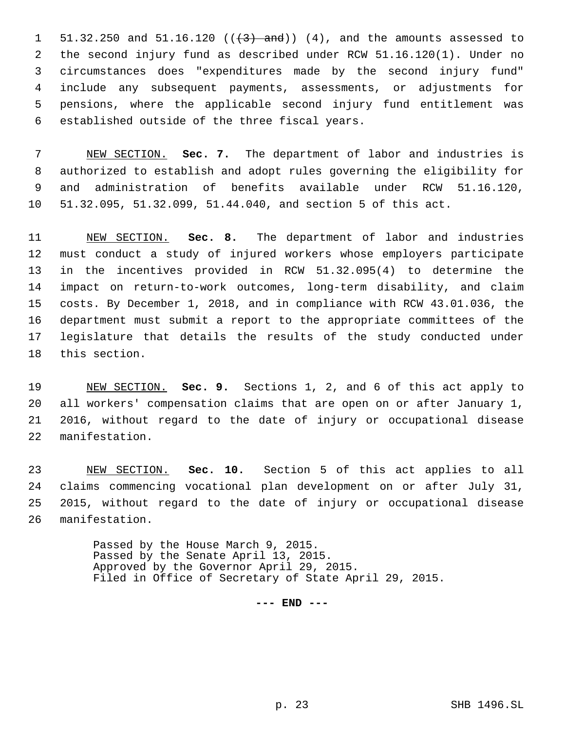51.32.250 and 51.16.120 ((~~(3) and~~)) (4), and the amounts assessed to the second injury fund as described under RCW 51.16.120(1). Under no circumstances does "expenditures made by the second injury fund" include any subsequent payments, assessments, or adjustments for pensions, where the applicable second injury fund entitlement was established outside of the three fiscal years.

NEW SECTION. **Sec. 7.** The department of labor and industries is authorized to establish and adopt rules governing the eligibility for and administration of benefits available under RCW 51.16.120, 51.32.095, 51.32.099, 51.44.040, and section 5 of this act.

NEW SECTION. **Sec. 8.** The department of labor and industries must conduct a study of injured workers whose employers participate in the incentives provided in RCW 51.32.095(4) to determine the impact on return-to-work outcomes, long-term disability, and claim costs. By December 1, 2018, and in compliance with RCW 43.01.036, the department must submit a report to the appropriate committees of the legislature that details the results of the study conducted under this section.

NEW SECTION. **Sec. 9.** Sections 1, 2, and 6 of this act apply to all workers' compensation claims that are open on or after January 1, 2016, without regard to the date of injury or occupational disease manifestation.

NEW SECTION. **Sec. 10.** Section 5 of this act applies to all claims commencing vocational plan development on or after July 31, 2015, without regard to the date of injury or occupational disease manifestation.

Passed by the House March 9, 2015.
Passed by the Senate April 13, 2015.
Approved by the Governor April 29, 2015.
Filed in Office of Secretary of State April 29, 2015.

**--- END ---**